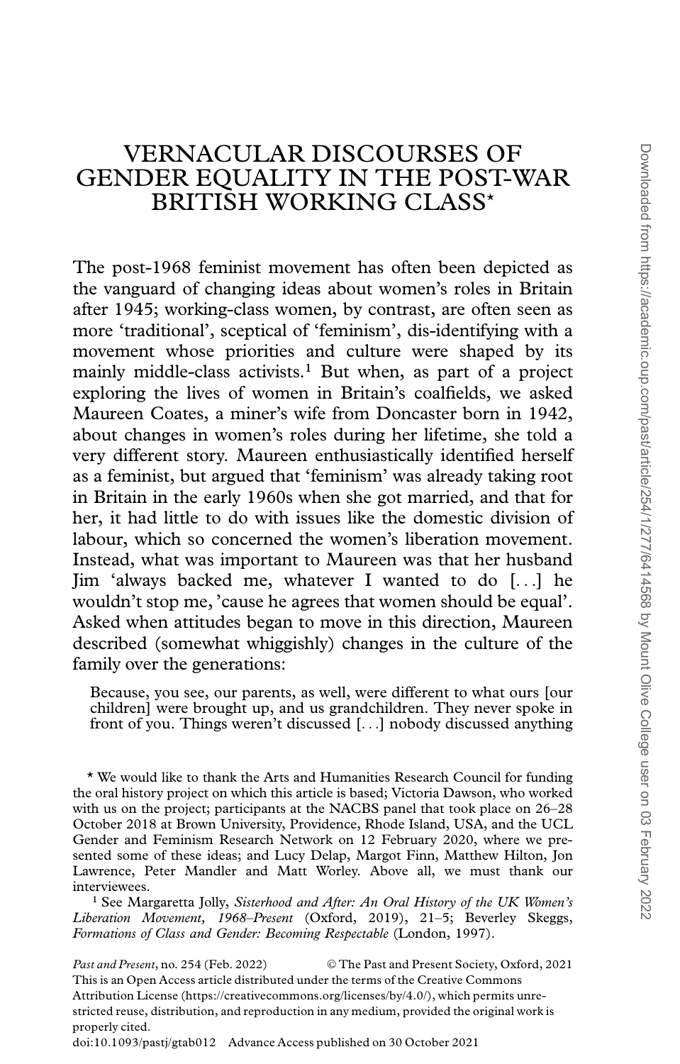# VERNACULAR DISCOURSES OF GENDER EQUALITY IN THE POST-WAR BRITISH WORKING CLASS*

The post-1968 feminist movement has often been depicted as the vanguard of changing ideas about women's roles in Britain after 1945; working-class women, by contrast, are often seen as more 'traditional', sceptical of 'feminism', dis-identifying with a movement whose priorities and culture were shaped by its mainly middle-class activists.[1] But when, as part of a project exploring the lives of women in Britain's coalfields, we asked Maureen Coates, a miner's wife from Doncaster born in 1942, about changes in women's roles during her lifetime, she told a very different story. Maureen enthusiastically identified herself as a feminist, but argued that 'feminism' was already taking root in Britain in the early 1960s when she got married, and that for her, it had little to do with issues like the domestic division of labour, which so concerned the women's liberation movement. Instead, what was important to Maureen was that her husband Jim 'always backed me, whatever I wanted to do [...] he wouldn't stop me, 'cause he agrees that women should be equal'. Asked when attitudes began to move in this direction, Maureen described (somewhat whiggishly) changes in the culture of the family over the generations:

> Because, you see, our parents, as well, were different to what ours [our children] were brought up, and us grandchildren. They never spoke in front of you. Things weren't discussed [...] nobody discussed anything

---

\* We would like to thank the Arts and Humanities Research Council for funding the oral history project on which this article is based; Victoria Dawson, who worked with us on the project; participants at the NACBS panel that took place on 26–28 October 2018 at Brown University, Providence, Rhode Island, USA, and the UCL Gender and Feminism Research Network on 12 February 2020, where we presented some of these ideas; and Lucy Delap, Margot Finn, Matthew Hilton, Jon Lawrence, Peter Mandler and Matt Worley. Above all, we must thank our interviewees.

[1] See Margaretta Jolly, *Sisterhood and After: An Oral History of the UK Women's Liberation Movement, 1968–Present* (Oxford, 2019), 21–5; Beverley Skeggs, *Formations of Class and Gender: Becoming Respectable* (London, 1997).

*Past and Present*, no. 254 (Feb. 2022) © The Past and Present Society, Oxford, 2021
This is an Open Access article distributed under the terms of the Creative Commons Attribution License (https://creativecommons.org/licenses/by/4.0/), which permits unrestricted reuse, distribution, and reproduction in any medium, provided the original work is properly cited.
doi:10.1093/pastj/gtab012 Advance Access published on 30 October 2021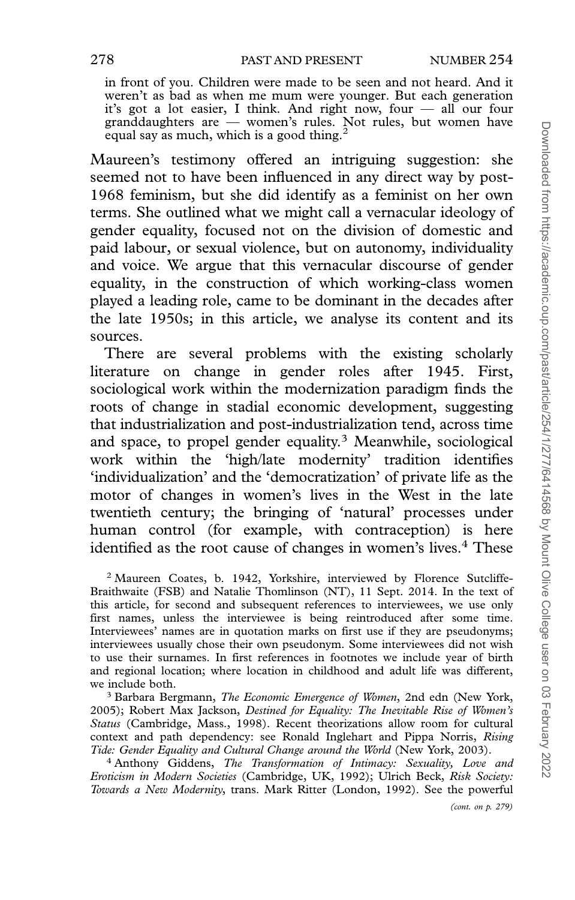in front of you. Children were made to be seen and not heard. And it weren't as bad as when me mum were younger. But each generation it's got a lot easier, I think. And right now, four — all our four granddaughters are — women's rules. Not rules, but women have equal say as much, which is a good thing.[2]

Maureen's testimony offered an intriguing suggestion: she seemed not to have been influenced in any direct way by post-1968 feminism, but she did identify as a feminist on her own terms. She outlined what we might call a vernacular ideology of gender equality, focused not on the division of domestic and paid labour, or sexual violence, but on autonomy, individuality and voice. We argue that this vernacular discourse of gender equality, in the construction of which working-class women played a leading role, came to be dominant in the decades after the late 1950s; in this article, we analyse its content and its sources.

There are several problems with the existing scholarly literature on change in gender roles after 1945. First, sociological work within the modernization paradigm finds the roots of change in stadial economic development, suggesting that industrialization and post-industrialization tend, across time and space, to propel gender equality.[3] Meanwhile, sociological work within the 'high/late modernity' tradition identifies 'individualization' and the 'democratization' of private life as the motor of changes in women's lives in the West in the late twentieth century; the bringing of 'natural' processes under human control (for example, with contraception) is here identified as the root cause of changes in women's lives.[4] These

---

[2] Maureen Coates, b. 1942, Yorkshire, interviewed by Florence Sutcliffe-Braithwaite (FSB) and Natalie Thomlinson (NT), 11 Sept. 2014. In the text of this article, for second and subsequent references to interviewees, we use only first names, unless the interviewee is being reintroduced after some time. Interviewees' names are in quotation marks on first use if they are pseudonyms; interviewees usually chose their own pseudonym. Some interviewees did not wish to use their surnames. In first references in footnotes we include year of birth and regional location; where location in childhood and adult life was different, we include both.

[3] Barbara Bergmann, *The Economic Emergence of Women*, 2nd edn (New York, 2005); Robert Max Jackson, *Destined for Equality: The Inevitable Rise of Women's Status* (Cambridge, Mass., 1998). Recent theorizations allow room for cultural context and path dependency: see Ronald Inglehart and Pippa Norris, *Rising Tide: Gender Equality and Cultural Change around the World* (New York, 2003).

[4] Anthony Giddens, *The Transformation of Intimacy: Sexuality, Love and Eroticism in Modern Societies* (Cambridge, UK, 1992); Ulrich Beck, *Risk Society: Towards a New Modernity*, trans. Mark Ritter (London, 1992). See the powerful

*(cont. on p. 279)*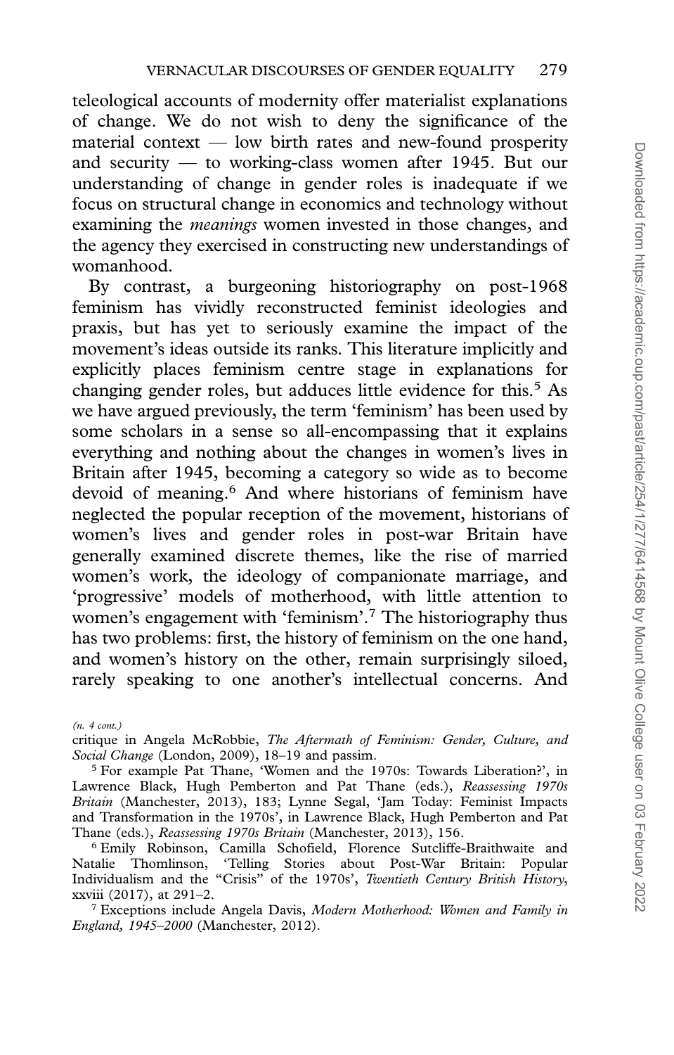teleological accounts of modernity offer materialist explanations of change. We do not wish to deny the significance of the material context — low birth rates and new-found prosperity and security — to working-class women after 1945. But our understanding of change in gender roles is inadequate if we focus on structural change in economics and technology without examining the *meanings* women invested in those changes, and the agency they exercised in constructing new understandings of womanhood.

By contrast, a burgeoning historiography on post-1968 feminism has vividly reconstructed feminist ideologies and praxis, but has yet to seriously examine the impact of the movement's ideas outside its ranks. This literature implicitly and explicitly places feminism centre stage in explanations for changing gender roles, but adduces little evidence for this.[5] As we have argued previously, the term 'feminism' has been used by some scholars in a sense so all-encompassing that it explains everything and nothing about the changes in women's lives in Britain after 1945, becoming a category so wide as to become devoid of meaning.[6] And where historians of feminism have neglected the popular reception of the movement, historians of women's lives and gender roles in post-war Britain have generally examined discrete themes, like the rise of married women's work, the ideology of companionate marriage, and 'progressive' models of motherhood, with little attention to women's engagement with 'feminism'.[7] The historiography thus has two problems: first, the history of feminism on the one hand, and women's history on the other, remain surprisingly siloed, rarely speaking to one another's intellectual concerns. And

*(n. 4 cont.)*
critique in Angela McRobbie, *The Aftermath of Feminism: Gender, Culture, and Social Change* (London, 2009), 18–19 and passim.

[5] For example Pat Thane, 'Women and the 1970s: Towards Liberation?', in Lawrence Black, Hugh Pemberton and Pat Thane (eds.), *Reassessing 1970s Britain* (Manchester, 2013), 183; Lynne Segal, 'Jam Today: Feminist Impacts and Transformation in the 1970s', in Lawrence Black, Hugh Pemberton and Pat Thane (eds.), *Reassessing 1970s Britain* (Manchester, 2013), 156.

[6] Emily Robinson, Camilla Schofield, Florence Sutcliffe-Braithwaite and Natalie Thomlinson, 'Telling Stories about Post-War Britain: Popular Individualism and the "Crisis" of the 1970s', *Twentieth Century British History*, xxviii (2017), at 291–2.

[7] Exceptions include Angela Davis, *Modern Motherhood: Women and Family in England, 1945–2000* (Manchester, 2012).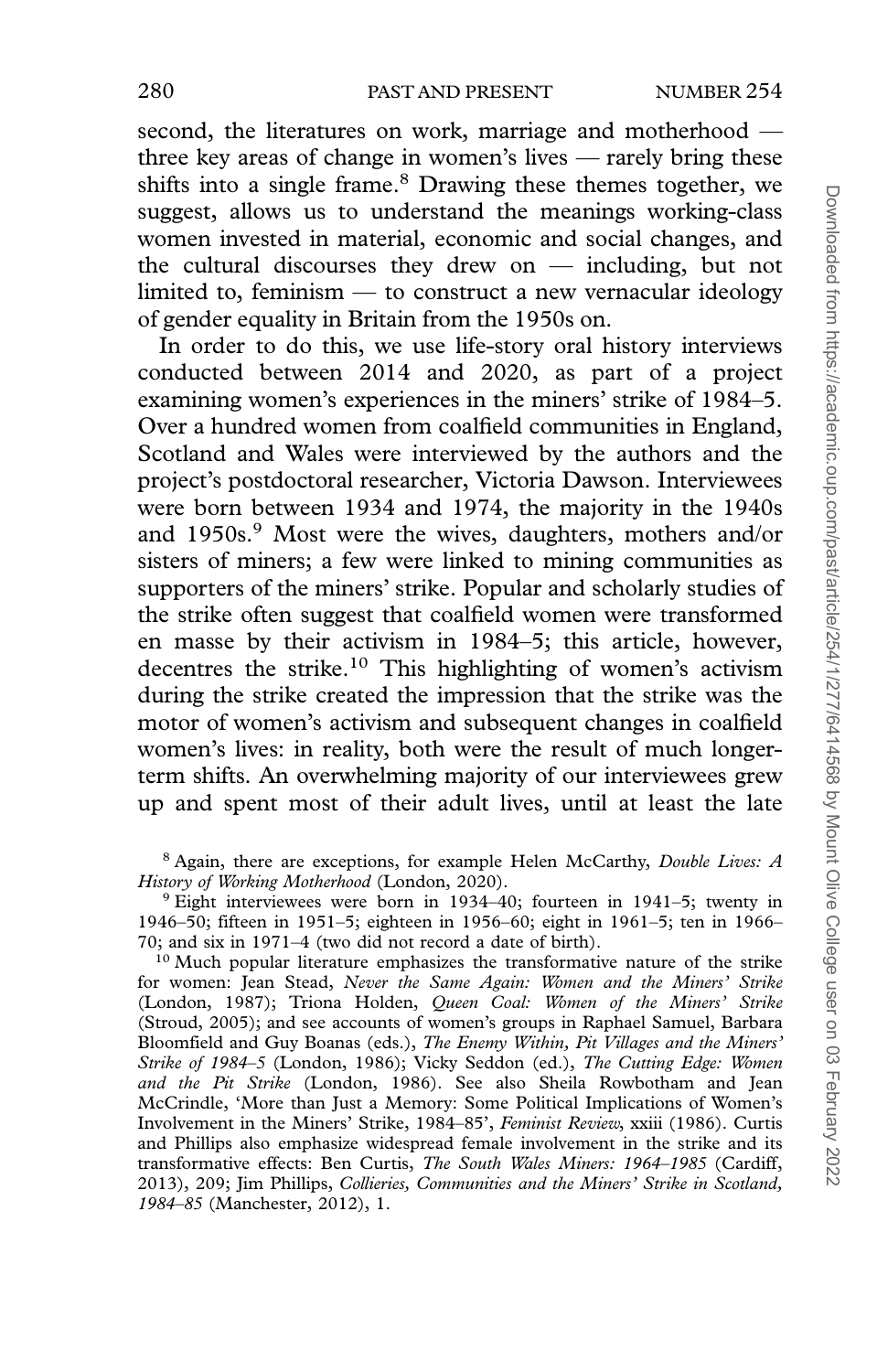second, the literatures on work, marriage and motherhood — three key areas of change in women's lives — rarely bring these shifts into a single frame.[8] Drawing these themes together, we suggest, allows us to understand the meanings working-class women invested in material, economic and social changes, and the cultural discourses they drew on — including, but not limited to, feminism — to construct a new vernacular ideology of gender equality in Britain from the 1950s on.

In order to do this, we use life-story oral history interviews conducted between 2014 and 2020, as part of a project examining women's experiences in the miners' strike of 1984–5. Over a hundred women from coalfield communities in England, Scotland and Wales were interviewed by the authors and the project's postdoctoral researcher, Victoria Dawson. Interviewees were born between 1934 and 1974, the majority in the 1940s and 1950s.[9] Most were the wives, daughters, mothers and/or sisters of miners; a few were linked to mining communities as supporters of the miners' strike. Popular and scholarly studies of the strike often suggest that coalfield women were transformed en masse by their activism in 1984–5; this article, however, decentres the strike.[10] This highlighting of women's activism during the strike created the impression that the strike was the motor of women's activism and subsequent changes in coalfield women's lives: in reality, both were the result of much longer-term shifts. An overwhelming majority of our interviewees grew up and spent most of their adult lives, until at least the late

[8] Again, there are exceptions, for example Helen McCarthy, *Double Lives: A History of Working Motherhood* (London, 2020).

[9] Eight interviewees were born in 1934–40; fourteen in 1941–5; twenty in 1946–50; fifteen in 1951–5; eighteen in 1956–60; eight in 1961–5; ten in 1966–70; and six in 1971–4 (two did not record a date of birth).

[10] Much popular literature emphasizes the transformative nature of the strike for women: Jean Stead, *Never the Same Again: Women and the Miners' Strike* (London, 1987); Triona Holden, *Queen Coal: Women of the Miners' Strike* (Stroud, 2005); and see accounts of women's groups in Raphael Samuel, Barbara Bloomfield and Guy Boanas (eds.), *The Enemy Within, Pit Villages and the Miners' Strike of 1984–5* (London, 1986); Vicky Seddon (ed.), *The Cutting Edge: Women and the Pit Strike* (London, 1986). See also Sheila Rowbotham and Jean McCrindle, 'More than Just a Memory: Some Political Implications of Women's Involvement in the Miners' Strike, 1984–85', *Feminist Review*, xxiii (1986). Curtis and Phillips also emphasize widespread female involvement in the strike and its transformative effects: Ben Curtis, *The South Wales Miners: 1964–1985* (Cardiff, 2013), 209; Jim Phillips, *Collieries, Communities and the Miners' Strike in Scotland, 1984–85* (Manchester, 2012), 1.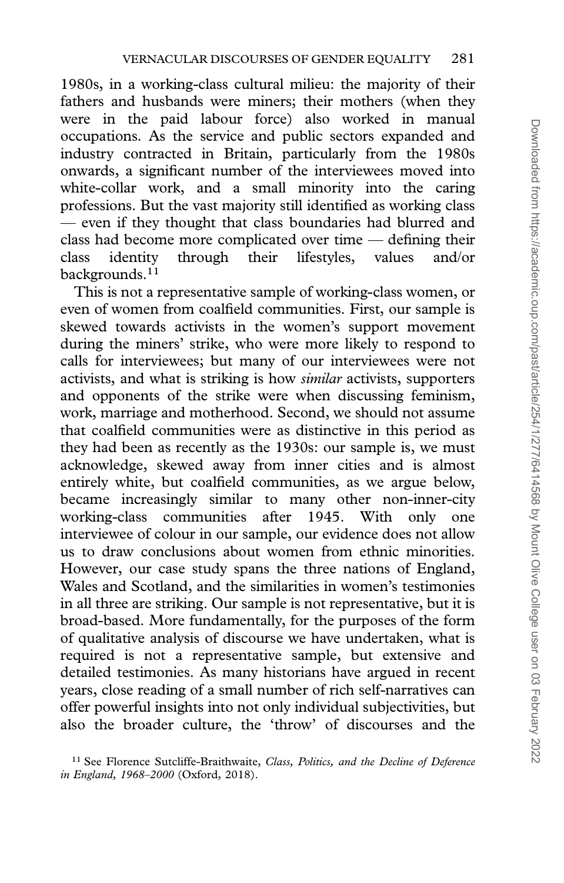1980s, in a working-class cultural milieu: the majority of their fathers and husbands were miners; their mothers (when they were in the paid labour force) also worked in manual occupations. As the service and public sectors expanded and industry contracted in Britain, particularly from the 1980s onwards, a significant number of the interviewees moved into white-collar work, and a small minority into the caring professions. But the vast majority still identified as working class — even if they thought that class boundaries had blurred and class had become more complicated over time — defining their class identity through their lifestyles, values and/or backgrounds.[11]

This is not a representative sample of working-class women, or even of women from coalfield communities. First, our sample is skewed towards activists in the women's support movement during the miners' strike, who were more likely to respond to calls for interviewees; but many of our interviewees were not activists, and what is striking is how *similar* activists, supporters and opponents of the strike were when discussing feminism, work, marriage and motherhood. Second, we should not assume that coalfield communities were as distinctive in this period as they had been as recently as the 1930s: our sample is, we must acknowledge, skewed away from inner cities and is almost entirely white, but coalfield communities, as we argue below, became increasingly similar to many other non-inner-city working-class communities after 1945. With only one interviewee of colour in our sample, our evidence does not allow us to draw conclusions about women from ethnic minorities. However, our case study spans the three nations of England, Wales and Scotland, and the similarities in women's testimonies in all three are striking. Our sample is not representative, but it is broad-based. More fundamentally, for the purposes of the form of qualitative analysis of discourse we have undertaken, what is required is not a representative sample, but extensive and detailed testimonies. As many historians have argued in recent years, close reading of a small number of rich self-narratives can offer powerful insights into not only individual subjectivities, but also the broader culture, the 'throw' of discourses and the

[11] See Florence Sutcliffe-Braithwaite, *Class, Politics, and the Decline of Deference in England, 1968–2000* (Oxford, 2018).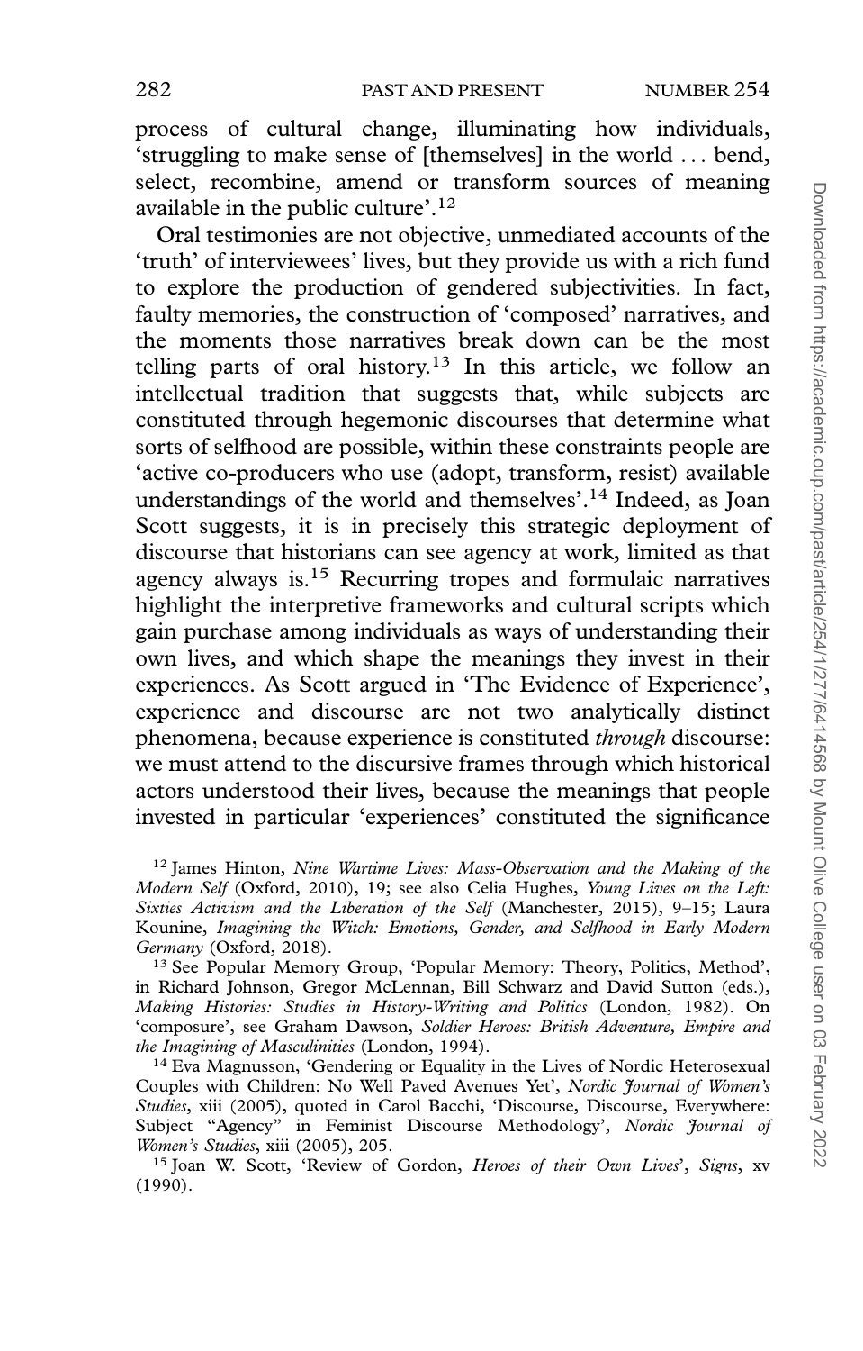process of cultural change, illuminating how individuals, 'struggling to make sense of [themselves] in the world . . . bend, select, recombine, amend or transform sources of meaning available in the public culture'.[12]

Oral testimonies are not objective, unmediated accounts of the 'truth' of interviewees' lives, but they provide us with a rich fund to explore the production of gendered subjectivities. In fact, faulty memories, the construction of 'composed' narratives, and the moments those narratives break down can be the most telling parts of oral history.[13] In this article, we follow an intellectual tradition that suggests that, while subjects are constituted through hegemonic discourses that determine what sorts of selfhood are possible, within these constraints people are 'active co-producers who use (adopt, transform, resist) available understandings of the world and themselves'.[14] Indeed, as Joan Scott suggests, it is in precisely this strategic deployment of discourse that historians can see agency at work, limited as that agency always is.[15] Recurring tropes and formulaic narratives highlight the interpretive frameworks and cultural scripts which gain purchase among individuals as ways of understanding their own lives, and which shape the meanings they invest in their experiences. As Scott argued in 'The Evidence of Experience', experience and discourse are not two analytically distinct phenomena, because experience is constituted *through* discourse: we must attend to the discursive frames through which historical actors understood their lives, because the meanings that people invested in particular 'experiences' constituted the significance

[12] James Hinton, *Nine Wartime Lives: Mass-Observation and the Making of the Modern Self* (Oxford, 2010), 19; see also Celia Hughes, *Young Lives on the Left: Sixties Activism and the Liberation of the Self* (Manchester, 2015), 9–15; Laura Kounine, *Imagining the Witch: Emotions, Gender, and Selfhood in Early Modern Germany* (Oxford, 2018).

[13] See Popular Memory Group, 'Popular Memory: Theory, Politics, Method', in Richard Johnson, Gregor McLennan, Bill Schwarz and David Sutton (eds.), *Making Histories: Studies in History-Writing and Politics* (London, 1982). On 'composure', see Graham Dawson, *Soldier Heroes: British Adventure, Empire and the Imagining of Masculinities* (London, 1994).

[14] Eva Magnusson, 'Gendering or Equality in the Lives of Nordic Heterosexual Couples with Children: No Well Paved Avenues Yet', *Nordic Journal of Women's Studies*, xiii (2005), quoted in Carol Bacchi, 'Discourse, Discourse, Everywhere: Subject "Agency" in Feminist Discourse Methodology', *Nordic Journal of Women's Studies*, xiii (2005), 205.

[15] Joan W. Scott, 'Review of Gordon, *Heroes of their Own Lives*', *Signs*, xv (1990).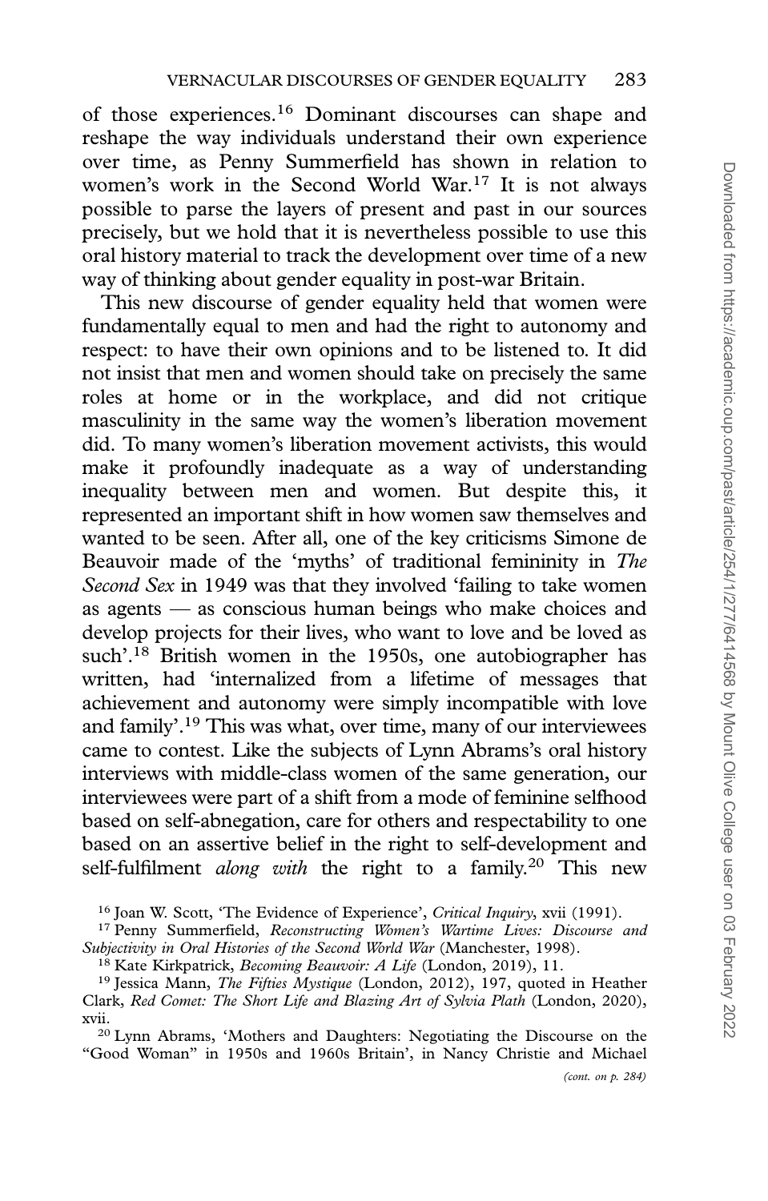of those experiences.[16] Dominant discourses can shape and reshape the way individuals understand their own experience over time, as Penny Summerfield has shown in relation to women's work in the Second World War.[17] It is not always possible to parse the layers of present and past in our sources precisely, but we hold that it is nevertheless possible to use this oral history material to track the development over time of a new way of thinking about gender equality in post-war Britain.

This new discourse of gender equality held that women were fundamentally equal to men and had the right to autonomy and respect: to have their own opinions and to be listened to. It did not insist that men and women should take on precisely the same roles at home or in the workplace, and did not critique masculinity in the same way the women's liberation movement did. To many women's liberation movement activists, this would make it profoundly inadequate as a way of understanding inequality between men and women. But despite this, it represented an important shift in how women saw themselves and wanted to be seen. After all, one of the key criticisms Simone de Beauvoir made of the 'myths' of traditional femininity in *The Second Sex* in 1949 was that they involved 'failing to take women as agents — as conscious human beings who make choices and develop projects for their lives, who want to love and be loved as such'.[18] British women in the 1950s, one autobiographer has written, had 'internalized from a lifetime of messages that achievement and autonomy were simply incompatible with love and family'.[19] This was what, over time, many of our interviewees came to contest. Like the subjects of Lynn Abrams's oral history interviews with middle-class women of the same generation, our interviewees were part of a shift from a mode of feminine selfhood based on self-abnegation, care for others and respectability to one based on an assertive belief in the right to self-development and self-fulfilment *along with* the right to a family.[20] This new

[16] Joan W. Scott, 'The Evidence of Experience', *Critical Inquiry*, xvii (1991).

[17] Penny Summerfield, *Reconstructing Women's Wartime Lives: Discourse and Subjectivity in Oral Histories of the Second World War* (Manchester, 1998).

[18] Kate Kirkpatrick, *Becoming Beauvoir: A Life* (London, 2019), 11.

[19] Jessica Mann, *The Fifties Mystique* (London, 2012), 197, quoted in Heather Clark, *Red Comet: The Short Life and Blazing Art of Sylvia Plath* (London, 2020), xvii.

[20] Lynn Abrams, 'Mothers and Daughters: Negotiating the Discourse on the "Good Woman" in 1950s and 1960s Britain', in Nancy Christie and Michael

*(cont. on p. 284)*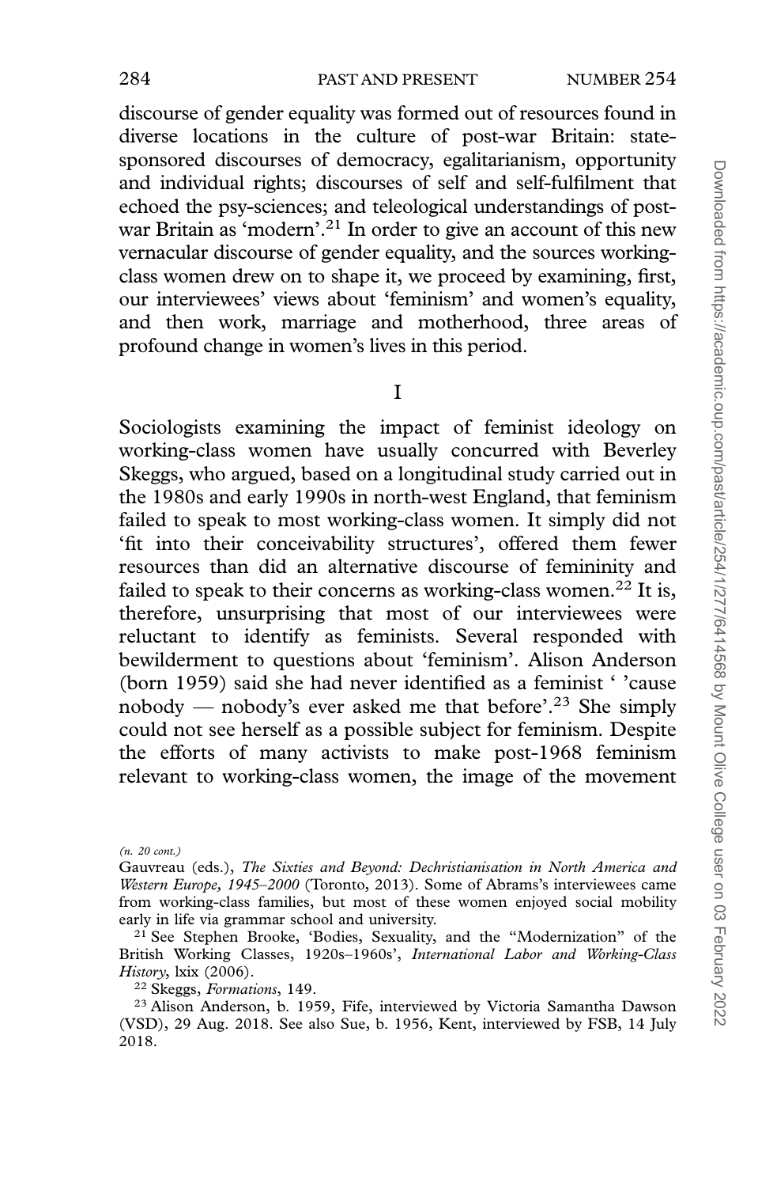discourse of gender equality was formed out of resources found in diverse locations in the culture of post-war Britain: state-sponsored discourses of democracy, egalitarianism, opportunity and individual rights; discourses of self and self-fulfilment that echoed the psy-sciences; and teleological understandings of post-war Britain as 'modern'.[21] In order to give an account of this new vernacular discourse of gender equality, and the sources working-class women drew on to shape it, we proceed by examining, first, our interviewees' views about 'feminism' and women's equality, and then work, marriage and motherhood, three areas of profound change in women's lives in this period.

## I

Sociologists examining the impact of feminist ideology on working-class women have usually concurred with Beverley Skeggs, who argued, based on a longitudinal study carried out in the 1980s and early 1990s in north-west England, that feminism failed to speak to most working-class women. It simply did not 'fit into their conceivability structures', offered them fewer resources than did an alternative discourse of femininity and failed to speak to their concerns as working-class women.[22] It is, therefore, unsurprising that most of our interviewees were reluctant to identify as feminists. Several responded with bewilderment to questions about 'feminism'. Alison Anderson (born 1959) said she had never identified as a feminist ' 'cause nobody — nobody's ever asked me that before'.[23] She simply could not see herself as a possible subject for feminism. Despite the efforts of many activists to make post-1968 feminism relevant to working-class women, the image of the movement

*(n. 20 cont.)*
Gauvreau (eds.), *The Sixties and Beyond: Dechristianisation in North America and Western Europe, 1945–2000* (Toronto, 2013). Some of Abrams's interviewees came from working-class families, but most of these women enjoyed social mobility early in life via grammar school and university.

[21] See Stephen Brooke, 'Bodies, Sexuality, and the "Modernization" of the British Working Classes, 1920s–1960s', *International Labor and Working-Class History*, lxix (2006).

[22] Skeggs, *Formations*, 149.

[23] Alison Anderson, b. 1959, Fife, interviewed by Victoria Samantha Dawson (VSD), 29 Aug. 2018. See also Sue, b. 1956, Kent, interviewed by FSB, 14 July 2018.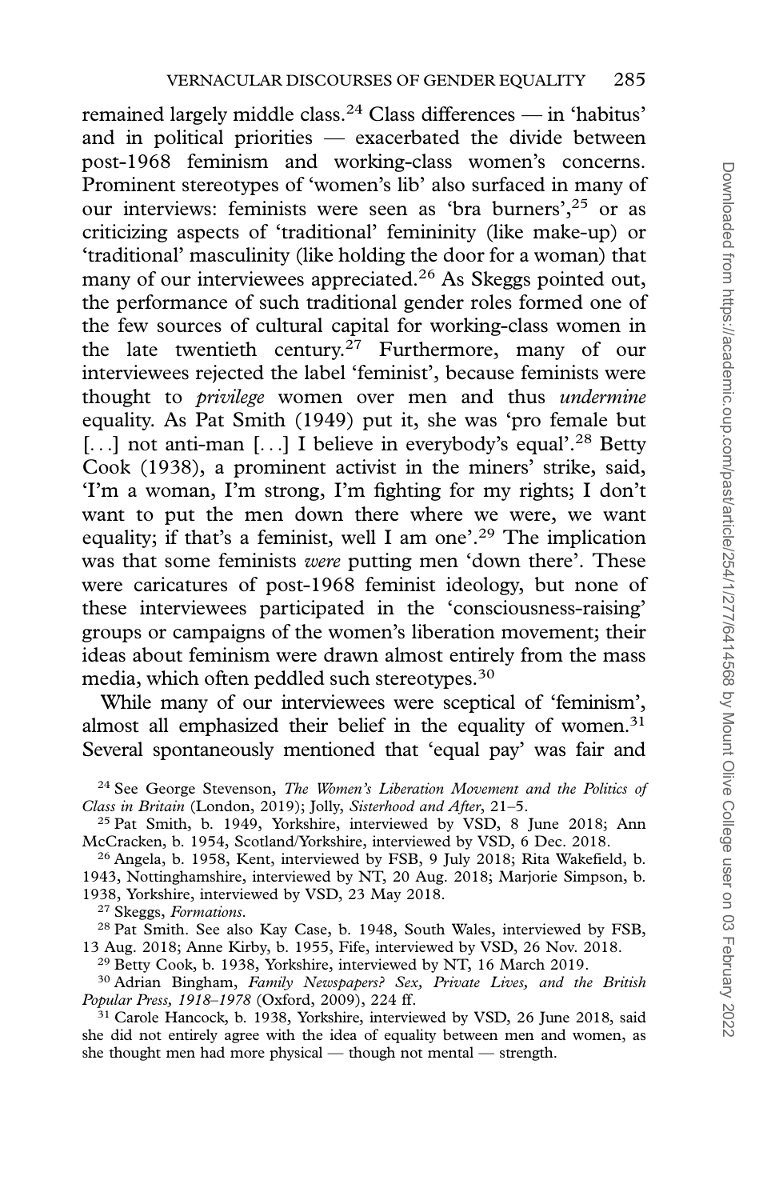remained largely middle class.[24] Class differences — in 'habitus' and in political priorities — exacerbated the divide between post-1968 feminism and working-class women's concerns. Prominent stereotypes of 'women's lib' also surfaced in many of our interviews: feminists were seen as 'bra burners',[25] or as criticizing aspects of 'traditional' femininity (like make-up) or 'traditional' masculinity (like holding the door for a woman) that many of our interviewees appreciated.[26] As Skeggs pointed out, the performance of such traditional gender roles formed one of the few sources of cultural capital for working-class women in the late twentieth century.[27] Furthermore, many of our interviewees rejected the label 'feminist', because feminists were thought to *privilege* women over men and thus *undermine* equality. As Pat Smith (1949) put it, she was 'pro female but [...] not anti-man [...] I believe in everybody's equal'.[28] Betty Cook (1938), a prominent activist in the miners' strike, said, 'I'm a woman, I'm strong, I'm fighting for my rights; I don't want to put the men down there where we were, we want equality; if that's a feminist, well I am one'.[29] The implication was that some feminists *were* putting men 'down there'. These were caricatures of post-1968 feminist ideology, but none of these interviewees participated in the 'consciousness-raising' groups or campaigns of the women's liberation movement; their ideas about feminism were drawn almost entirely from the mass media, which often peddled such stereotypes.[30]

While many of our interviewees were sceptical of 'feminism', almost all emphasized their belief in the equality of women.[31] Several spontaneously mentioned that 'equal pay' was fair and

[24] See George Stevenson, *The Women's Liberation Movement and the Politics of Class in Britain* (London, 2019); Jolly, *Sisterhood and After*, 21–5.

[25] Pat Smith, b. 1949, Yorkshire, interviewed by VSD, 8 June 2018; Ann McCracken, b. 1954, Scotland/Yorkshire, interviewed by VSD, 6 Dec. 2018.

[26] Angela, b. 1958, Kent, interviewed by FSB, 9 July 2018; Rita Wakefield, b. 1943, Nottinghamshire, interviewed by NT, 20 Aug. 2018; Marjorie Simpson, b. 1938, Yorkshire, interviewed by VSD, 23 May 2018.

[27] Skeggs, *Formations*.

[28] Pat Smith. See also Kay Case, b. 1948, South Wales, interviewed by FSB, 13 Aug. 2018; Anne Kirby, b. 1955, Fife, interviewed by VSD, 26 Nov. 2018.

[29] Betty Cook, b. 1938, Yorkshire, interviewed by NT, 16 March 2019.

[30] Adrian Bingham, *Family Newspapers? Sex, Private Lives, and the British Popular Press, 1918–1978* (Oxford, 2009), 224 ff.

[31] Carole Hancock, b. 1938, Yorkshire, interviewed by VSD, 26 June 2018, said she did not entirely agree with the idea of equality between men and women, as she thought men had more physical — though not mental — strength.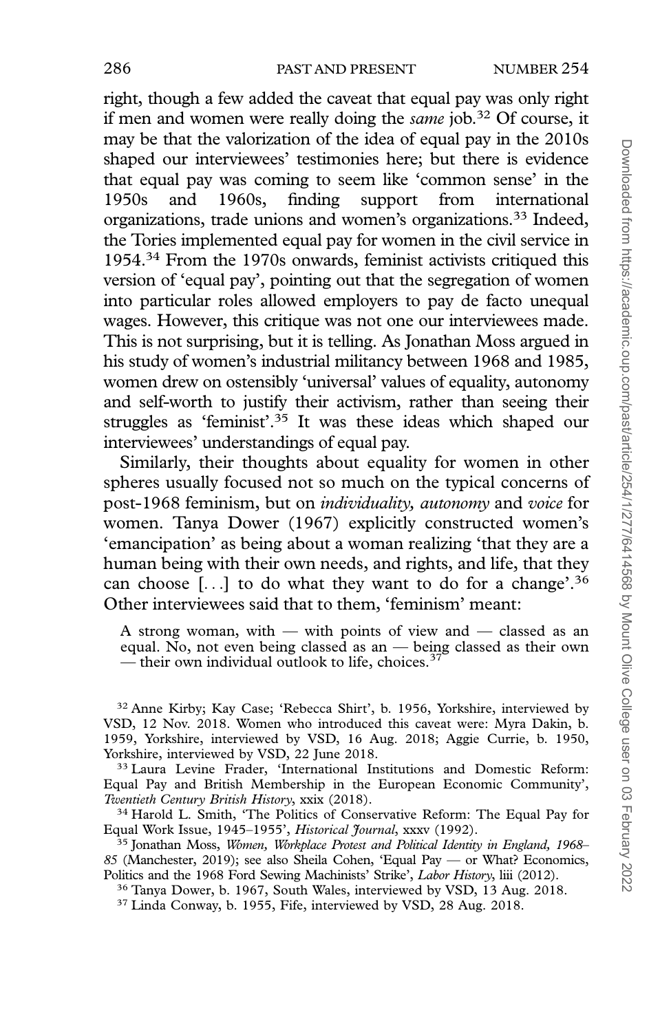right, though a few added the caveat that equal pay was only right if men and women were really doing the *same* job.[32] Of course, it may be that the valorization of the idea of equal pay in the 2010s shaped our interviewees' testimonies here; but there is evidence that equal pay was coming to seem like 'common sense' in the 1950s and 1960s, finding support from international organizations, trade unions and women's organizations.[33] Indeed, the Tories implemented equal pay for women in the civil service in 1954.[34] From the 1970s onwards, feminist activists critiqued this version of 'equal pay', pointing out that the segregation of women into particular roles allowed employers to pay de facto unequal wages. However, this critique was not one our interviewees made. This is not surprising, but it is telling. As Jonathan Moss argued in his study of women's industrial militancy between 1968 and 1985, women drew on ostensibly 'universal' values of equality, autonomy and self-worth to justify their activism, rather than seeing their struggles as 'feminist'.[35] It was these ideas which shaped our interviewees' understandings of equal pay.

Similarly, their thoughts about equality for women in other spheres usually focused not so much on the typical concerns of post-1968 feminism, but on *individuality, autonomy* and *voice* for women. Tanya Dower (1967) explicitly constructed women's 'emancipation' as being about a woman realizing 'that they are a human being with their own needs, and rights, and life, that they can choose [. . .] to do what they want to do for a change'.[36] Other interviewees said that to them, 'feminism' meant:

> A strong woman, with — with points of view and — classed as an equal. No, not even being classed as an — being classed as their own — their own individual outlook to life, choices.[37]

---

[32] Anne Kirby; Kay Case; 'Rebecca Shirt', b. 1956, Yorkshire, interviewed by VSD, 12 Nov. 2018. Women who introduced this caveat were: Myra Dakin, b. 1959, Yorkshire, interviewed by VSD, 16 Aug. 2018; Aggie Currie, b. 1950, Yorkshire, interviewed by VSD, 22 June 2018.

[33] Laura Levine Frader, 'International Institutions and Domestic Reform: Equal Pay and British Membership in the European Economic Community', *Twentieth Century British History*, xxix (2018).

[34] Harold L. Smith, 'The Politics of Conservative Reform: The Equal Pay for Equal Work Issue, 1945–1955', *Historical Journal*, xxxv (1992).

[35] Jonathan Moss, *Women, Workplace Protest and Political Identity in England, 1968–85* (Manchester, 2019); see also Sheila Cohen, 'Equal Pay — or What? Economics, Politics and the 1968 Ford Sewing Machinists' Strike', *Labor History*, liii (2012).

[36] Tanya Dower, b. 1967, South Wales, interviewed by VSD, 13 Aug. 2018.

[37] Linda Conway, b. 1955, Fife, interviewed by VSD, 28 Aug. 2018.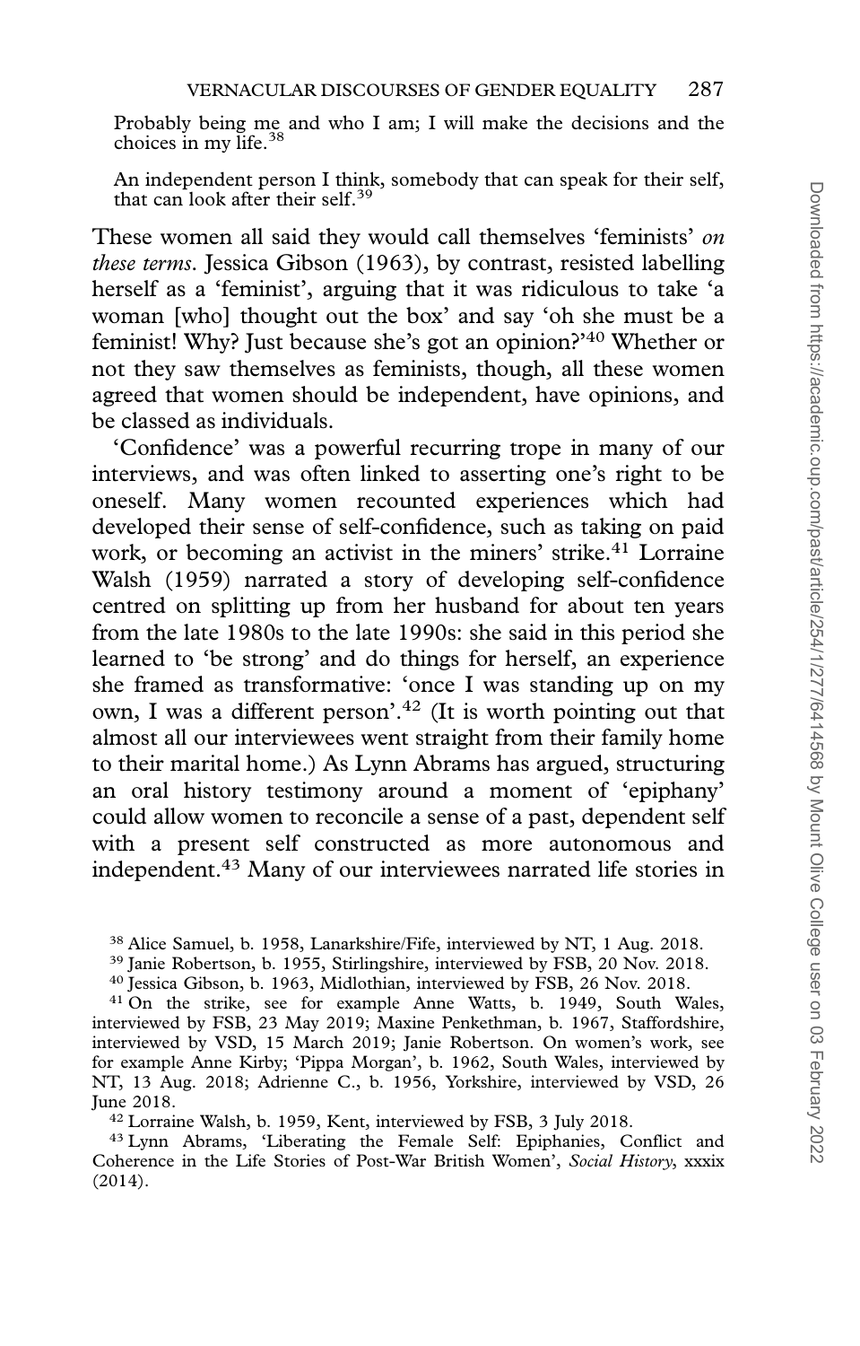Probably being me and who I am; I will make the decisions and the choices in my life.[38]

An independent person I think, somebody that can speak for their self, that can look after their self.[39]

These women all said they would call themselves 'feminists' *on these terms*. Jessica Gibson (1963), by contrast, resisted labelling herself as a 'feminist', arguing that it was ridiculous to take 'a woman [who] thought out the box' and say 'oh she must be a feminist! Why? Just because she's got an opinion?'[40] Whether or not they saw themselves as feminists, though, all these women agreed that women should be independent, have opinions, and be classed as individuals.

'Confidence' was a powerful recurring trope in many of our interviews, and was often linked to asserting one's right to be oneself. Many women recounted experiences which had developed their sense of self-confidence, such as taking on paid work, or becoming an activist in the miners' strike.[41] Lorraine Walsh (1959) narrated a story of developing self-confidence centred on splitting up from her husband for about ten years from the late 1980s to the late 1990s: she said in this period she learned to 'be strong' and do things for herself, an experience she framed as transformative: 'once I was standing up on my own, I was a different person'.[42] (It is worth pointing out that almost all our interviewees went straight from their family home to their marital home.) As Lynn Abrams has argued, structuring an oral history testimony around a moment of 'epiphany' could allow women to reconcile a sense of a past, dependent self with a present self constructed as more autonomous and independent.[43] Many of our interviewees narrated life stories in

[38] Alice Samuel, b. 1958, Lanarkshire/Fife, interviewed by NT, 1 Aug. 2018.

[39] Janie Robertson, b. 1955, Stirlingshire, interviewed by FSB, 20 Nov. 2018.

[40] Jessica Gibson, b. 1963, Midlothian, interviewed by FSB, 26 Nov. 2018.

[41] On the strike, see for example Anne Watts, b. 1949, South Wales, interviewed by FSB, 23 May 2019; Maxine Penkethman, b. 1967, Staffordshire, interviewed by VSD, 15 March 2019; Janie Robertson. On women's work, see for example Anne Kirby; 'Pippa Morgan', b. 1962, South Wales, interviewed by NT, 13 Aug. 2018; Adrienne C., b. 1956, Yorkshire, interviewed by VSD, 26 June 2018.

[42] Lorraine Walsh, b. 1959, Kent, interviewed by FSB, 3 July 2018.

[43] Lynn Abrams, 'Liberating the Female Self: Epiphanies, Conflict and Coherence in the Life Stories of Post-War British Women', *Social History*, xxxix (2014).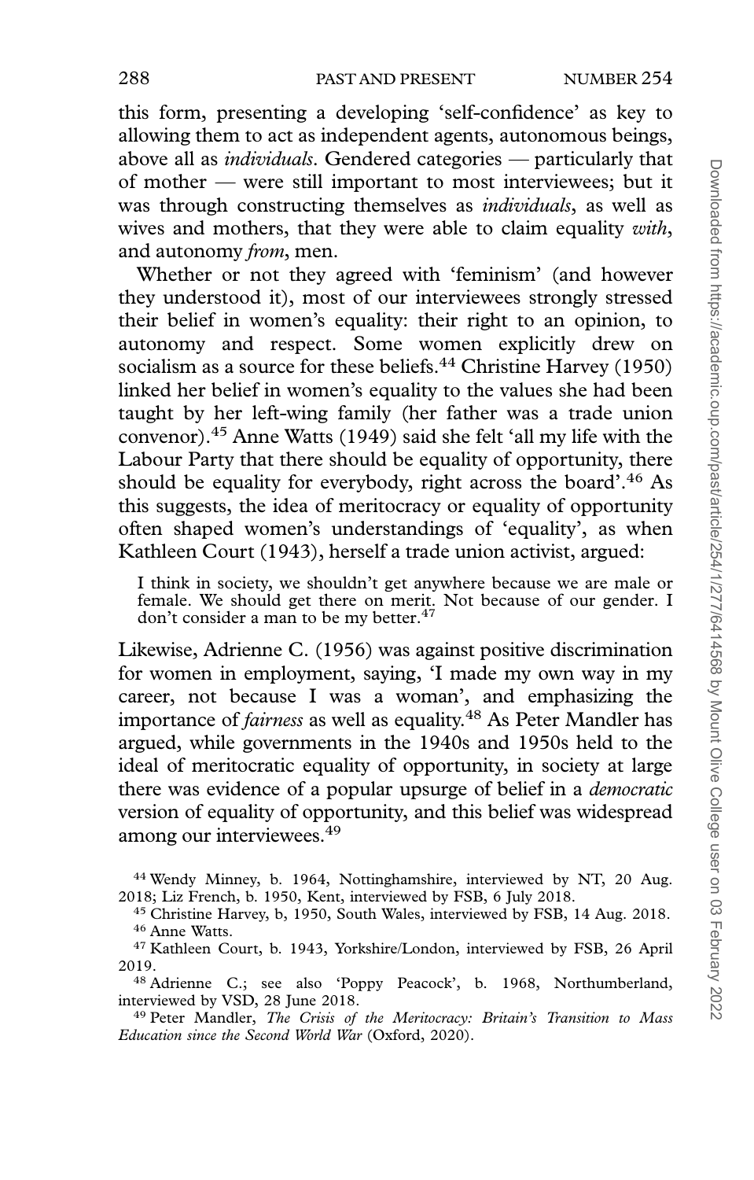this form, presenting a developing 'self-confidence' as key to allowing them to act as independent agents, autonomous beings, above all as *individuals*. Gendered categories — particularly that of mother — were still important to most interviewees; but it was through constructing themselves as *individuals*, as well as wives and mothers, that they were able to claim equality *with*, and autonomy *from*, men.

Whether or not they agreed with 'feminism' (and however they understood it), most of our interviewees strongly stressed their belief in women's equality: their right to an opinion, to autonomy and respect. Some women explicitly drew on socialism as a source for these beliefs.[44] Christine Harvey (1950) linked her belief in women's equality to the values she had been taught by her left-wing family (her father was a trade union convenor).[45] Anne Watts (1949) said she felt 'all my life with the Labour Party that there should be equality of opportunity, there should be equality for everybody, right across the board'.[46] As this suggests, the idea of meritocracy or equality of opportunity often shaped women's understandings of 'equality', as when Kathleen Court (1943), herself a trade union activist, argued:

> I think in society, we shouldn't get anywhere because we are male or female. We should get there on merit. Not because of our gender. I don't consider a man to be my better.[47]

Likewise, Adrienne C. (1956) was against positive discrimination for women in employment, saying, 'I made my own way in my career, not because I was a woman', and emphasizing the importance of *fairness* as well as equality.[48] As Peter Mandler has argued, while governments in the 1940s and 1950s held to the ideal of meritocratic equality of opportunity, in society at large there was evidence of a popular upsurge of belief in a *democratic* version of equality of opportunity, and this belief was widespread among our interviewees.[49]

[44] Wendy Minney, b. 1964, Nottinghamshire, interviewed by NT, 20 Aug. 2018; Liz French, b. 1950, Kent, interviewed by FSB, 6 July 2018.

[45] Christine Harvey, b, 1950, South Wales, interviewed by FSB, 14 Aug. 2018.

[46] Anne Watts.

[47] Kathleen Court, b. 1943, Yorkshire/London, interviewed by FSB, 26 April 2019.

[48] Adrienne C.; see also 'Poppy Peacock', b. 1968, Northumberland, interviewed by VSD, 28 June 2018.

[49] Peter Mandler, *The Crisis of the Meritocracy: Britain's Transition to Mass Education since the Second World War* (Oxford, 2020).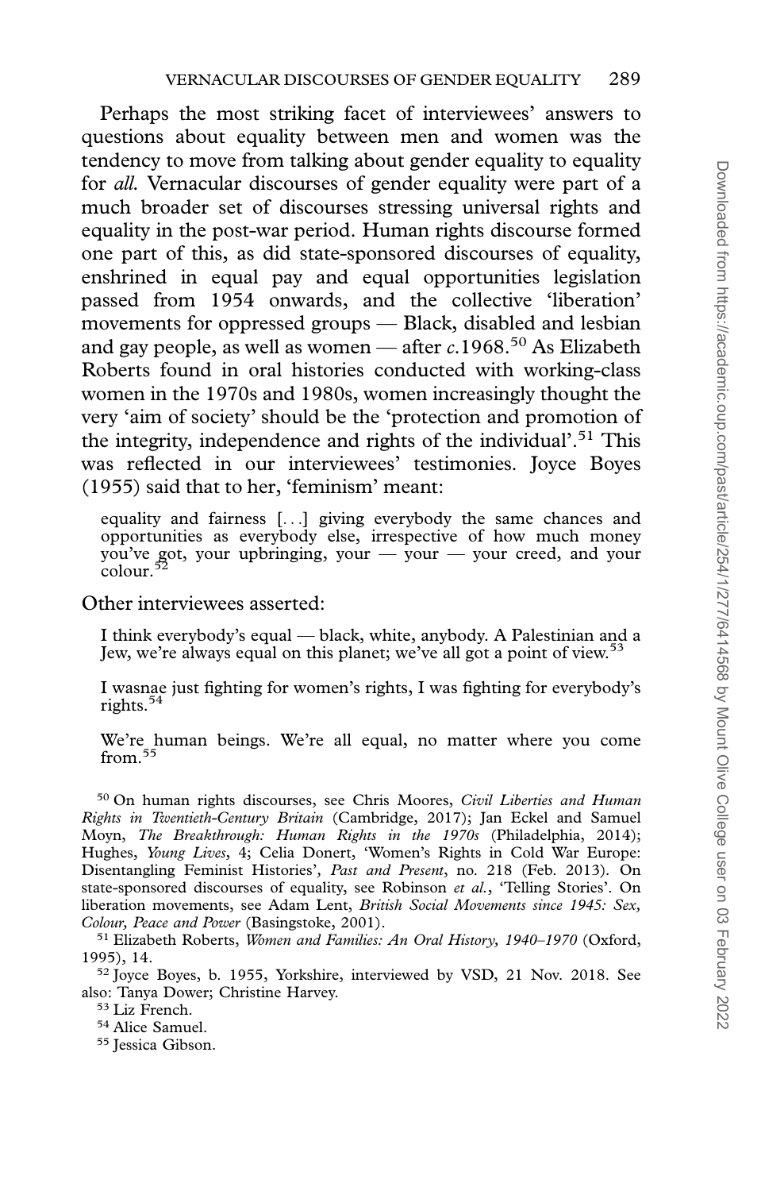Perhaps the most striking facet of interviewees' answers to questions about equality between men and women was the tendency to move from talking about gender equality to equality for *all*. Vernacular discourses of gender equality were part of a much broader set of discourses stressing universal rights and equality in the post-war period. Human rights discourse formed one part of this, as did state-sponsored discourses of equality, enshrined in equal pay and equal opportunities legislation passed from 1954 onwards, and the collective 'liberation' movements for oppressed groups — Black, disabled and lesbian and gay people, as well as women — after *c.*1968.[50] As Elizabeth Roberts found in oral histories conducted with working-class women in the 1970s and 1980s, women increasingly thought the very 'aim of society' should be the 'protection and promotion of the integrity, independence and rights of the individual'.[51] This was reflected in our interviewees' testimonies. Joyce Boyes (1955) said that to her, 'feminism' meant:

> equality and fairness [. . .] giving everybody the same chances and opportunities as everybody else, irrespective of how much money you've got, your upbringing, your — your — your creed, and your colour.[52]

Other interviewees asserted:

> I think everybody's equal — black, white, anybody. A Palestinian and a Jew, we're always equal on this planet; we've all got a point of view.[53]

> I wasnae just fighting for women's rights, I was fighting for everybody's rights.[54]

> We're human beings. We're all equal, no matter where you come from.[55]

---

[50] On human rights discourses, see Chris Moores, *Civil Liberties and Human Rights in Twentieth-Century Britain* (Cambridge, 2017); Jan Eckel and Samuel Moyn, *The Breakthrough: Human Rights in the 1970s* (Philadelphia, 2014); Hughes, *Young Lives*, 4; Celia Donert, 'Women's Rights in Cold War Europe: Disentangling Feminist Histories', *Past and Present*, no. 218 (Feb. 2013). On state-sponsored discourses of equality, see Robinson *et al.*, 'Telling Stories'. On liberation movements, see Adam Lent, *British Social Movements since 1945: Sex, Colour, Peace and Power* (Basingstoke, 2001).

[51] Elizabeth Roberts, *Women and Families: An Oral History, 1940–1970* (Oxford, 1995), 14.

[52] Joyce Boyes, b. 1955, Yorkshire, interviewed by VSD, 21 Nov. 2018. See also: Tanya Dower; Christine Harvey.

[53] Liz French.

[54] Alice Samuel.

[55] Jessica Gibson.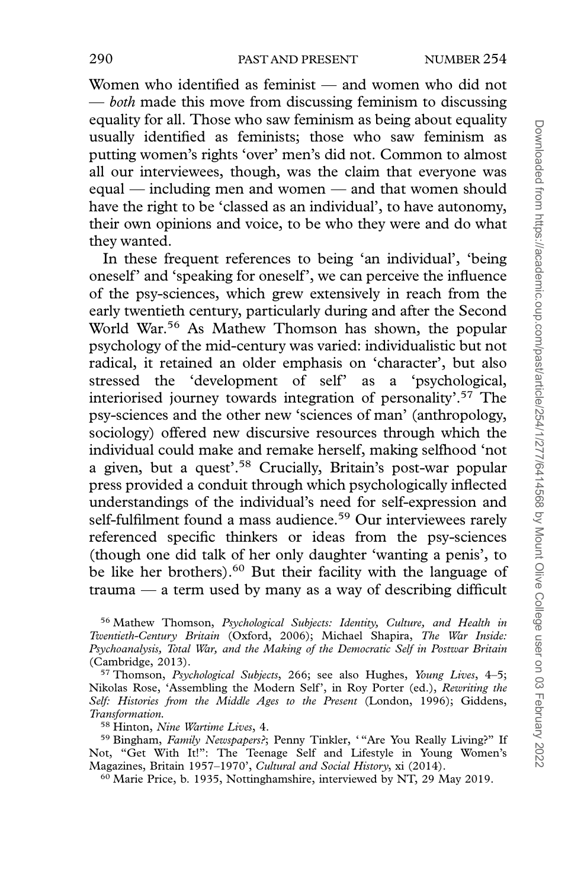Women who identified as feminist — and women who did not — *both* made this move from discussing feminism to discussing equality for all. Those who saw feminism as being about equality usually identified as feminists; those who saw feminism as putting women's rights 'over' men's did not. Common to almost all our interviewees, though, was the claim that everyone was equal — including men and women — and that women should have the right to be 'classed as an individual', to have autonomy, their own opinions and voice, to be who they were and do what they wanted.

In these frequent references to being 'an individual', 'being oneself' and 'speaking for oneself', we can perceive the influence of the psy-sciences, which grew extensively in reach from the early twentieth century, particularly during and after the Second World War.[56] As Mathew Thomson has shown, the popular psychology of the mid-century was varied: individualistic but not radical, it retained an older emphasis on 'character', but also stressed the 'development of self' as a 'psychological, interiorised journey towards integration of personality'.[57] The psy-sciences and the other new 'sciences of man' (anthropology, sociology) offered new discursive resources through which the individual could make and remake herself, making selfhood 'not a given, but a quest'.[58] Crucially, Britain's post-war popular press provided a conduit through which psychologically inflected understandings of the individual's need for self-expression and self-fulfilment found a mass audience.[59] Our interviewees rarely referenced specific thinkers or ideas from the psy-sciences (though one did talk of her only daughter 'wanting a penis', to be like her brothers).[60] But their facility with the language of trauma — a term used by many as a way of describing difficult

[56] Mathew Thomson, *Psychological Subjects: Identity, Culture, and Health in Twentieth-Century Britain* (Oxford, 2006); Michael Shapira, *The War Inside: Psychoanalysis, Total War, and the Making of the Democratic Self in Postwar Britain* (Cambridge, 2013).

[57] Thomson, *Psychological Subjects*, 266; see also Hughes, *Young Lives*, 4–5; Nikolas Rose, 'Assembling the Modern Self', in Roy Porter (ed.), *Rewriting the Self: Histories from the Middle Ages to the Present* (London, 1996); Giddens, *Transformation*.

[58] Hinton, *Nine Wartime Lives*, 4.

[59] Bingham, *Family Newspapers?*; Penny Tinkler, '"Are You Really Living?" If Not, "Get With It!": The Teenage Self and Lifestyle in Young Women's Magazines, Britain 1957–1970', *Cultural and Social History*, xi (2014).

[60] Marie Price, b. 1935, Nottinghamshire, interviewed by NT, 29 May 2019.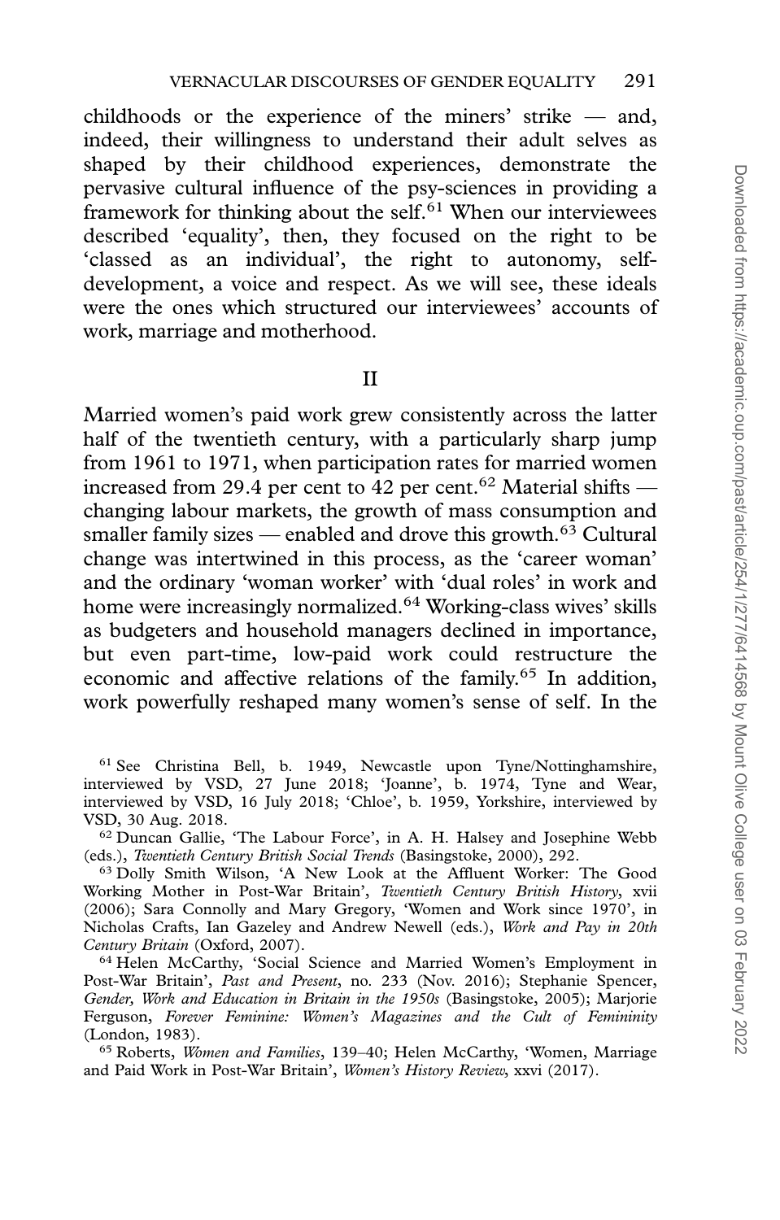childhoods or the experience of the miners' strike — and, indeed, their willingness to understand their adult selves as shaped by their childhood experiences, demonstrate the pervasive cultural influence of the psy-sciences in providing a framework for thinking about the self.[61] When our interviewees described 'equality', then, they focused on the right to be 'classed as an individual', the right to autonomy, self-development, a voice and respect. As we will see, these ideals were the ones which structured our interviewees' accounts of work, marriage and motherhood.

## II

Married women's paid work grew consistently across the latter half of the twentieth century, with a particularly sharp jump from 1961 to 1971, when participation rates for married women increased from 29.4 per cent to 42 per cent.[62] Material shifts — changing labour markets, the growth of mass consumption and smaller family sizes — enabled and drove this growth.[63] Cultural change was intertwined in this process, as the 'career woman' and the ordinary 'woman worker' with 'dual roles' in work and home were increasingly normalized.[64] Working-class wives' skills as budgeters and household managers declined in importance, but even part-time, low-paid work could restructure the economic and affective relations of the family.[65] In addition, work powerfully reshaped many women's sense of self. In the

[61] See Christina Bell, b. 1949, Newcastle upon Tyne/Nottinghamshire, interviewed by VSD, 27 June 2018; 'Joanne', b. 1974, Tyne and Wear, interviewed by VSD, 16 July 2018; 'Chloe', b. 1959, Yorkshire, interviewed by VSD, 30 Aug. 2018.

[62] Duncan Gallie, 'The Labour Force', in A. H. Halsey and Josephine Webb (eds.), *Twentieth Century British Social Trends* (Basingstoke, 2000), 292.

[63] Dolly Smith Wilson, 'A New Look at the Affluent Worker: The Good Working Mother in Post-War Britain', *Twentieth Century British History*, xvii (2006); Sara Connolly and Mary Gregory, 'Women and Work since 1970', in Nicholas Crafts, Ian Gazeley and Andrew Newell (eds.), *Work and Pay in 20th Century Britain* (Oxford, 2007).

[64] Helen McCarthy, 'Social Science and Married Women's Employment in Post-War Britain', *Past and Present*, no. 233 (Nov. 2016); Stephanie Spencer, *Gender, Work and Education in Britain in the 1950s* (Basingstoke, 2005); Marjorie Ferguson, *Forever Feminine: Women's Magazines and the Cult of Femininity* (London, 1983).

[65] Roberts, *Women and Families*, 139–40; Helen McCarthy, 'Women, Marriage and Paid Work in Post-War Britain', *Women's History Review*, xxvi (2017).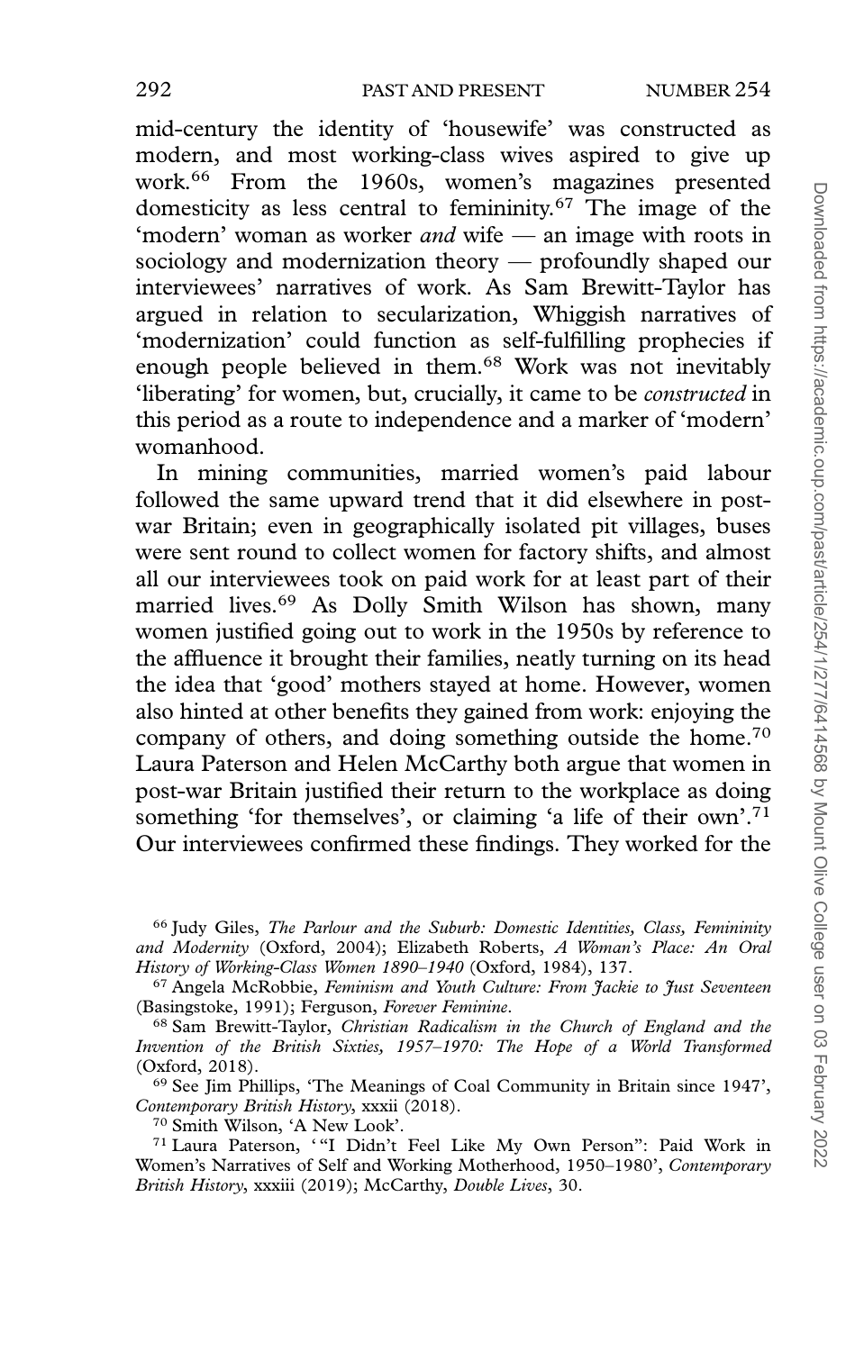mid-century the identity of 'housewife' was constructed as modern, and most working-class wives aspired to give up work.[66] From the 1960s, women's magazines presented domesticity as less central to femininity.[67] The image of the 'modern' woman as worker *and* wife — an image with roots in sociology and modernization theory — profoundly shaped our interviewees' narratives of work. As Sam Brewitt-Taylor has argued in relation to secularization, Whiggish narratives of 'modernization' could function as self-fulfilling prophecies if enough people believed in them.[68] Work was not inevitably 'liberating' for women, but, crucially, it came to be *constructed* in this period as a route to independence and a marker of 'modern' womanhood.

In mining communities, married women's paid labour followed the same upward trend that it did elsewhere in post-war Britain; even in geographically isolated pit villages, buses were sent round to collect women for factory shifts, and almost all our interviewees took on paid work for at least part of their married lives.[69] As Dolly Smith Wilson has shown, many women justified going out to work in the 1950s by reference to the affluence it brought their families, neatly turning on its head the idea that 'good' mothers stayed at home. However, women also hinted at other benefits they gained from work: enjoying the company of others, and doing something outside the home.[70] Laura Paterson and Helen McCarthy both argue that women in post-war Britain justified their return to the workplace as doing something 'for themselves', or claiming 'a life of their own'.[71] Our interviewees confirmed these findings. They worked for the

---

[66] Judy Giles, *The Parlour and the Suburb: Domestic Identities, Class, Femininity and Modernity* (Oxford, 2004); Elizabeth Roberts, *A Woman's Place: An Oral History of Working-Class Women 1890–1940* (Oxford, 1984), 137.

[67] Angela McRobbie, *Feminism and Youth Culture: From Jackie to Just Seventeen* (Basingstoke, 1991); Ferguson, *Forever Feminine*.

[68] Sam Brewitt-Taylor, *Christian Radicalism in the Church of England and the Invention of the British Sixties, 1957–1970: The Hope of a World Transformed* (Oxford, 2018).

[69] See Jim Phillips, 'The Meanings of Coal Community in Britain since 1947', *Contemporary British History*, xxxii (2018).

[70] Smith Wilson, 'A New Look'.

[71] Laura Paterson, '"I Didn't Feel Like My Own Person": Paid Work in Women's Narratives of Self and Working Motherhood, 1950–1980', *Contemporary British History*, xxxiii (2019); McCarthy, *Double Lives*, 30.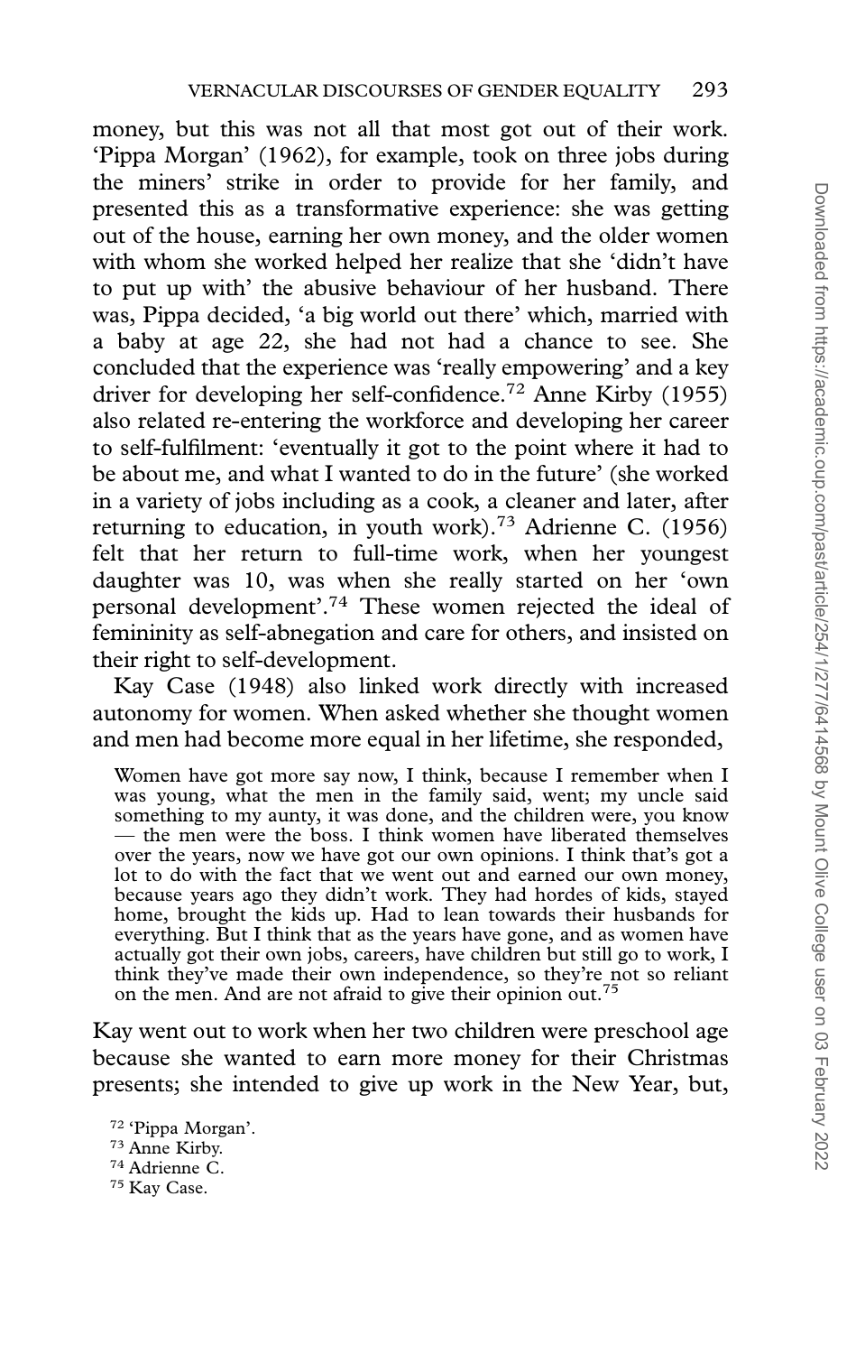money, but this was not all that most got out of their work. 'Pippa Morgan' (1962), for example, took on three jobs during the miners' strike in order to provide for her family, and presented this as a transformative experience: she was getting out of the house, earning her own money, and the older women with whom she worked helped her realize that she 'didn't have to put up with' the abusive behaviour of her husband. There was, Pippa decided, 'a big world out there' which, married with a baby at age 22, she had not had a chance to see. She concluded that the experience was 'really empowering' and a key driver for developing her self-confidence.[72] Anne Kirby (1955) also related re-entering the workforce and developing her career to self-fulfilment: 'eventually it got to the point where it had to be about me, and what I wanted to do in the future' (she worked in a variety of jobs including as a cook, a cleaner and later, after returning to education, in youth work).[73] Adrienne C. (1956) felt that her return to full-time work, when her youngest daughter was 10, was when she really started on her 'own personal development'.[74] These women rejected the ideal of femininity as self-abnegation and care for others, and insisted on their right to self-development.

Kay Case (1948) also linked work directly with increased autonomy for women. When asked whether she thought women and men had become more equal in her lifetime, she responded,

> Women have got more say now, I think, because I remember when I was young, what the men in the family said, went; my uncle said something to my aunty, it was done, and the children were, you know — the men were the boss. I think women have liberated themselves over the years, now we have got our own opinions. I think that's got a lot to do with the fact that we went out and earned our own money, because years ago they didn't work. They had hordes of kids, stayed home, brought the kids up. Had to lean towards their husbands for everything. But I think that as the years have gone, and as women have actually got their own jobs, careers, have children but still go to work, I think they've made their own independence, so they're not so reliant on the men. And are not afraid to give their opinion out.[75]

Kay went out to work when her two children were preschool age because she wanted to earn more money for their Christmas presents; she intended to give up work in the New Year, but,

[72] 'Pippa Morgan'.
[73] Anne Kirby.
[74] Adrienne C.
[75] Kay Case.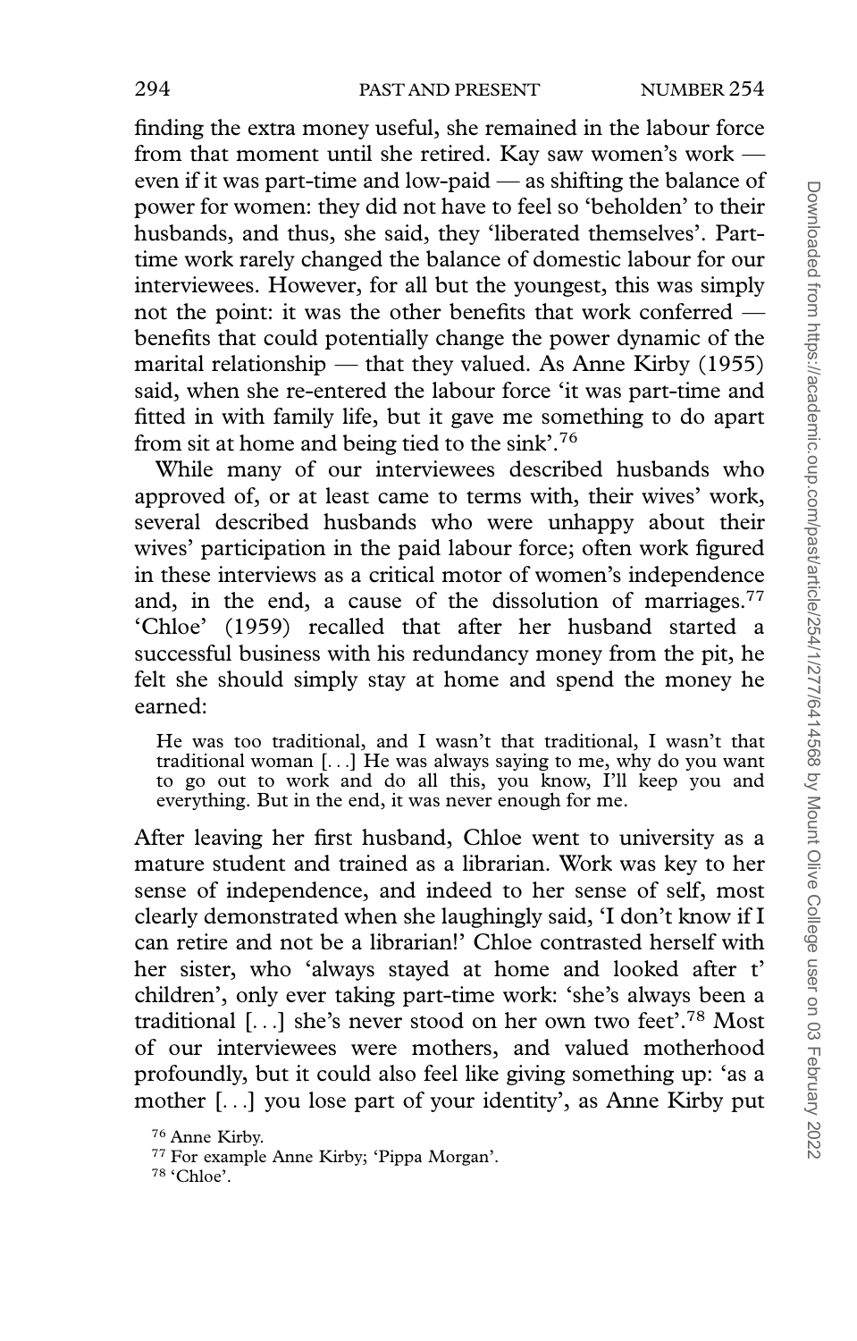finding the extra money useful, she remained in the labour force from that moment until she retired. Kay saw women's work — even if it was part-time and low-paid — as shifting the balance of power for women: they did not have to feel so 'beholden' to their husbands, and thus, she said, they 'liberated themselves'. Part-time work rarely changed the balance of domestic labour for our interviewees. However, for all but the youngest, this was simply not the point: it was the other benefits that work conferred — benefits that could potentially change the power dynamic of the marital relationship — that they valued. As Anne Kirby (1955) said, when she re-entered the labour force 'it was part-time and fitted in with family life, but it gave me something to do apart from sit at home and being tied to the sink'.[76]

While many of our interviewees described husbands who approved of, or at least came to terms with, their wives' work, several described husbands who were unhappy about their wives' participation in the paid labour force; often work figured in these interviews as a critical motor of women's independence and, in the end, a cause of the dissolution of marriages.[77] 'Chloe' (1959) recalled that after her husband started a successful business with his redundancy money from the pit, he felt she should simply stay at home and spend the money he earned:

> He was too traditional, and I wasn't that traditional, I wasn't that traditional woman [...] He was always saying to me, why do you want to go out to work and do all this, you know, I'll keep you and everything. But in the end, it was never enough for me.

After leaving her first husband, Chloe went to university as a mature student and trained as a librarian. Work was key to her sense of independence, and indeed to her sense of self, most clearly demonstrated when she laughingly said, 'I don't know if I can retire and not be a librarian!' Chloe contrasted herself with her sister, who 'always stayed at home and looked after t' children', only ever taking part-time work: 'she's always been a traditional [...] she's never stood on her own two feet'.[78] Most of our interviewees were mothers, and valued motherhood profoundly, but it could also feel like giving something up: 'as a mother [...] you lose part of your identity', as Anne Kirby put

[76] Anne Kirby.

[77] For example Anne Kirby; 'Pippa Morgan'.

[78] 'Chloe'.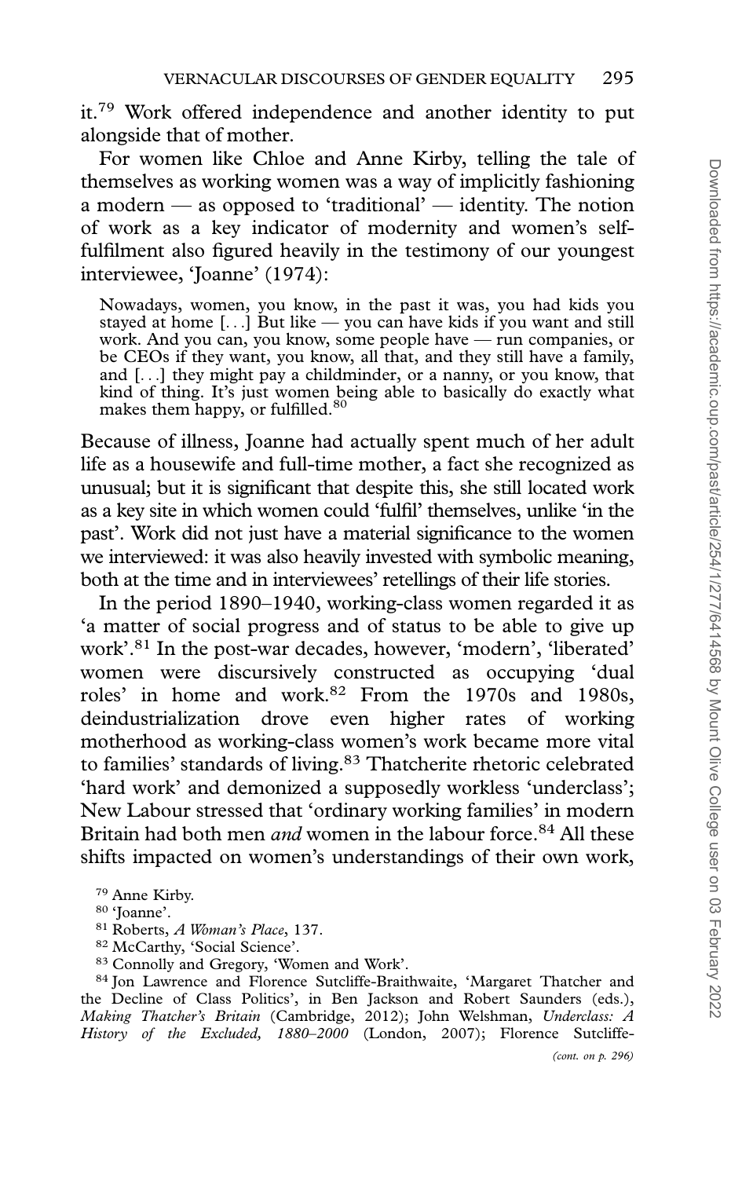it.[79] Work offered independence and another identity to put alongside that of mother.

For women like Chloe and Anne Kirby, telling the tale of themselves as working women was a way of implicitly fashioning a modern — as opposed to 'traditional' — identity. The notion of work as a key indicator of modernity and women's self-fulfilment also figured heavily in the testimony of our youngest interviewee, 'Joanne' (1974):

> Nowadays, women, you know, in the past it was, you had kids you stayed at home [. . .] But like — you can have kids if you want and still work. And you can, you know, some people have — run companies, or be CEOs if they want, you know, all that, and they still have a family, and [. . .] they might pay a childminder, or a nanny, or you know, that kind of thing. It's just women being able to basically do exactly what makes them happy, or fulfilled.[80]

Because of illness, Joanne had actually spent much of her adult life as a housewife and full-time mother, a fact she recognized as unusual; but it is significant that despite this, she still located work as a key site in which women could 'fulfil' themselves, unlike 'in the past'. Work did not just have a material significance to the women we interviewed: it was also heavily invested with symbolic meaning, both at the time and in interviewees' retellings of their life stories.

In the period 1890–1940, working-class women regarded it as 'a matter of social progress and of status to be able to give up work'.[81] In the post-war decades, however, 'modern', 'liberated' women were discursively constructed as occupying 'dual roles' in home and work.[82] From the 1970s and 1980s, deindustrialization drove even higher rates of working motherhood as working-class women's work became more vital to families' standards of living.[83] Thatcherite rhetoric celebrated 'hard work' and demonized a supposedly workless 'underclass'; New Labour stressed that 'ordinary working families' in modern Britain had both men *and* women in the labour force.[84] All these shifts impacted on women's understandings of their own work,

---

[79] Anne Kirby.

[80] 'Joanne'.

[81] Roberts, *A Woman's Place*, 137.

[82] McCarthy, 'Social Science'.

[83] Connolly and Gregory, 'Women and Work'.

[84] Jon Lawrence and Florence Sutcliffe-Braithwaite, 'Margaret Thatcher and the Decline of Class Politics', in Ben Jackson and Robert Saunders (eds.), *Making Thatcher's Britain* (Cambridge, 2012); John Welshman, *Underclass: A History of the Excluded, 1880–2000* (London, 2007); Florence Sutcliffe-

*(cont. on p. 296)*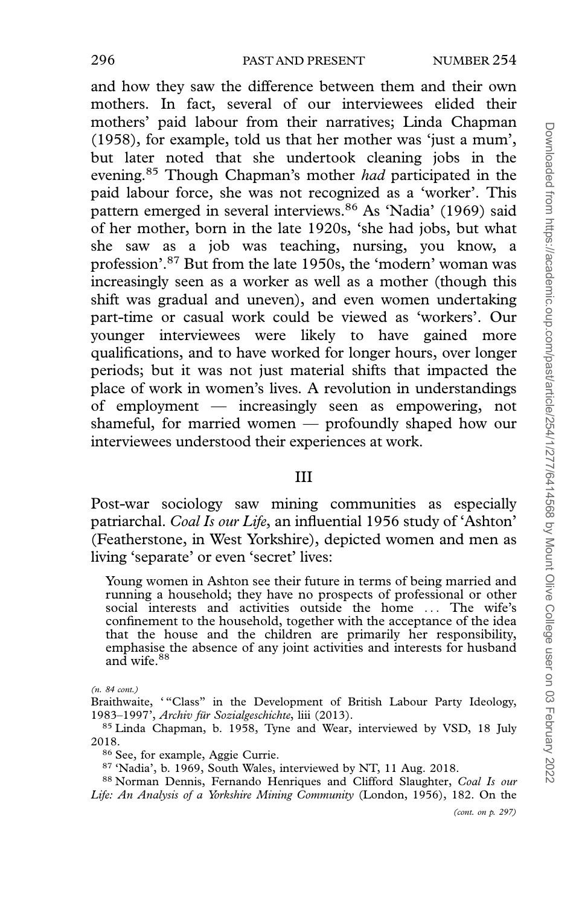and how they saw the difference between them and their own mothers. In fact, several of our interviewees elided their mothers' paid labour from their narratives; Linda Chapman (1958), for example, told us that her mother was 'just a mum', but later noted that she undertook cleaning jobs in the evening.[85] Though Chapman's mother *had* participated in the paid labour force, she was not recognized as a 'worker'. This pattern emerged in several interviews.[86] As 'Nadia' (1969) said of her mother, born in the late 1920s, 'she had jobs, but what she saw as a job was teaching, nursing, you know, a profession'.[87] But from the late 1950s, the 'modern' woman was increasingly seen as a worker as well as a mother (though this shift was gradual and uneven), and even women undertaking part-time or casual work could be viewed as 'workers'. Our younger interviewees were likely to have gained more qualifications, and to have worked for longer hours, over longer periods; but it was not just material shifts that impacted the place of work in women's lives. A revolution in understandings of employment — increasingly seen as empowering, not shameful, for married women — profoundly shaped how our interviewees understood their experiences at work.

## III

Post-war sociology saw mining communities as especially patriarchal. *Coal Is our Life*, an influential 1956 study of 'Ashton' (Featherstone, in West Yorkshire), depicted women and men as living 'separate' or even 'secret' lives:

> Young women in Ashton see their future in terms of being married and running a household; they have no prospects of professional or other social interests and activities outside the home ... The wife's confinement to the household, together with the acceptance of the idea that the house and the children are primarily her responsibility, emphasise the absence of any joint activities and interests for husband and wife.[88]

*(n. 84 cont.)*
Braithwaite, '"Class" in the Development of British Labour Party Ideology, 1983–1997', *Archiv für Sozialgeschichte*, liii (2013).

[85] Linda Chapman, b. 1958, Tyne and Wear, interviewed by VSD, 18 July 2018.

[86] See, for example, Aggie Currie.

[87] 'Nadia', b. 1969, South Wales, interviewed by NT, 11 Aug. 2018.

[88] Norman Dennis, Fernando Henriques and Clifford Slaughter, *Coal Is our Life: An Analysis of a Yorkshire Mining Community* (London, 1956), 182. On the

*(cont. on p. 297)*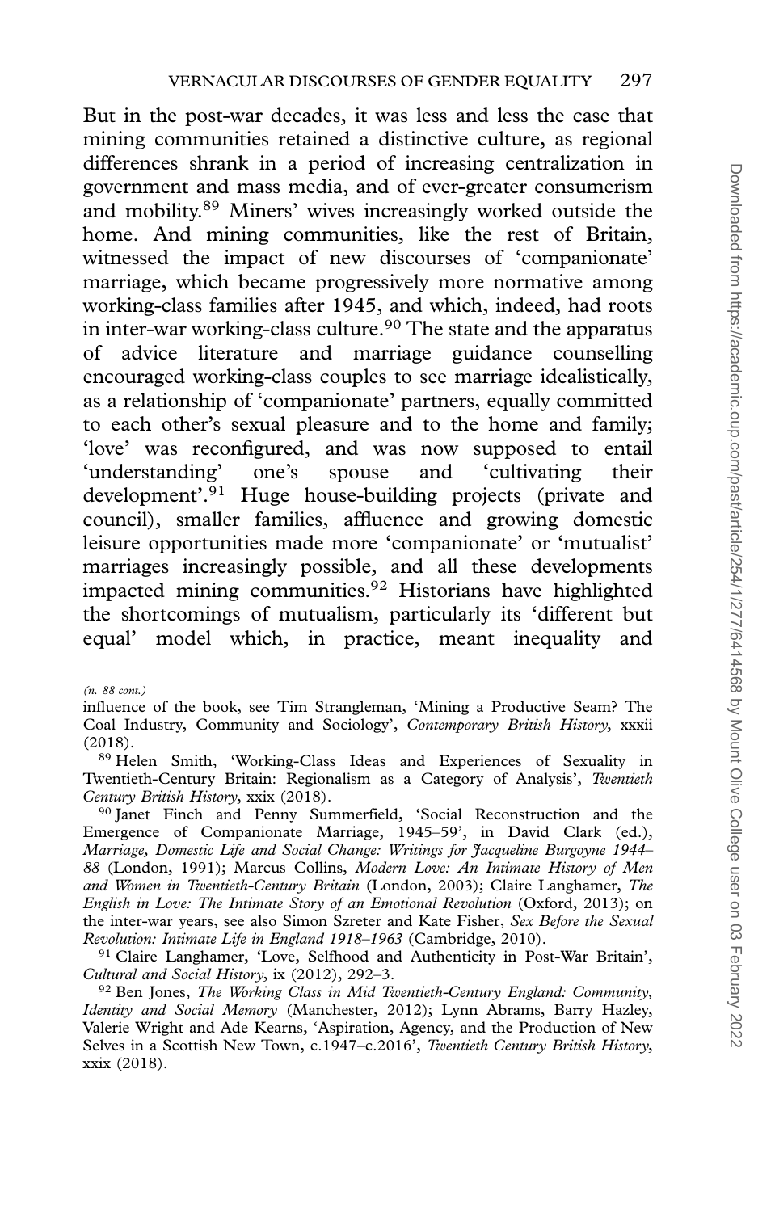But in the post-war decades, it was less and less the case that mining communities retained a distinctive culture, as regional differences shrank in a period of increasing centralization in government and mass media, and of ever-greater consumerism and mobility.[89] Miners' wives increasingly worked outside the home. And mining communities, like the rest of Britain, witnessed the impact of new discourses of 'companionate' marriage, which became progressively more normative among working-class families after 1945, and which, indeed, had roots in inter-war working-class culture.[90] The state and the apparatus of advice literature and marriage guidance counselling encouraged working-class couples to see marriage idealistically, as a relationship of 'companionate' partners, equally committed to each other's sexual pleasure and to the home and family; 'love' was reconfigured, and was now supposed to entail 'understanding' one's spouse and 'cultivating their development'.[91] Huge house-building projects (private and council), smaller families, affluence and growing domestic leisure opportunities made more 'companionate' or 'mutualist' marriages increasingly possible, and all these developments impacted mining communities.[92] Historians have highlighted the shortcomings of mutualism, particularly its 'different but equal' model which, in practice, meant inequality and

*(n. 88 cont.)*

influence of the book, see Tim Strangleman, 'Mining a Productive Seam? The Coal Industry, Community and Sociology', *Contemporary British History*, xxxii (2018).

[89] Helen Smith, 'Working-Class Ideas and Experiences of Sexuality in Twentieth-Century Britain: Regionalism as a Category of Analysis', *Twentieth Century British History*, xxix (2018).

[90] Janet Finch and Penny Summerfield, 'Social Reconstruction and the Emergence of Companionate Marriage, 1945–59', in David Clark (ed.), *Marriage, Domestic Life and Social Change: Writings for Jacqueline Burgoyne 1944–88* (London, 1991); Marcus Collins, *Modern Love: An Intimate History of Men and Women in Twentieth-Century Britain* (London, 2003); Claire Langhamer, *The English in Love: The Intimate Story of an Emotional Revolution* (Oxford, 2013); on the inter-war years, see also Simon Szreter and Kate Fisher, *Sex Before the Sexual Revolution: Intimate Life in England 1918–1963* (Cambridge, 2010).

[91] Claire Langhamer, 'Love, Selfhood and Authenticity in Post-War Britain', *Cultural and Social History*, ix (2012), 292–3.

[92] Ben Jones, *The Working Class in Mid Twentieth-Century England: Community, Identity and Social Memory* (Manchester, 2012); Lynn Abrams, Barry Hazley, Valerie Wright and Ade Kearns, 'Aspiration, Agency, and the Production of New Selves in a Scottish New Town, c.1947–c.2016', *Twentieth Century British History*, xxix (2018).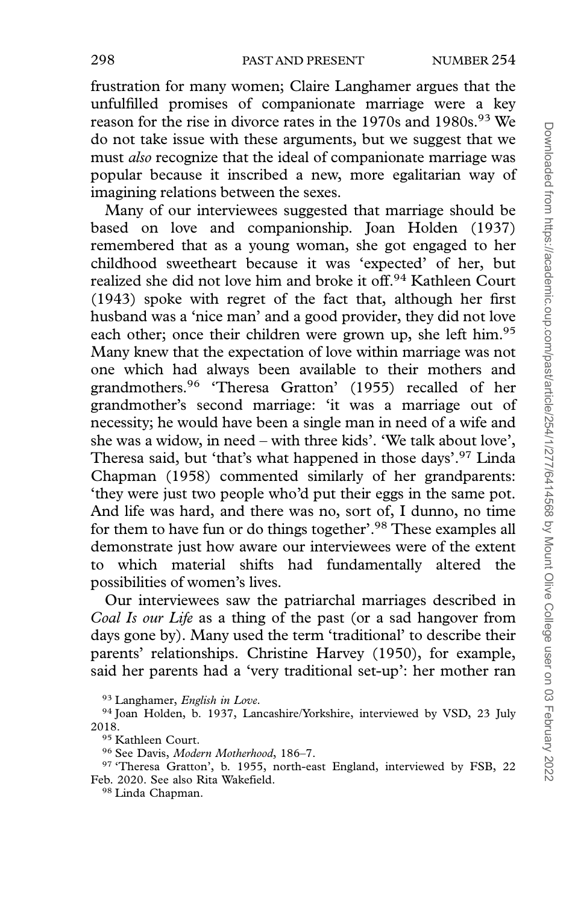frustration for many women; Claire Langhamer argues that the unfulfilled promises of companionate marriage were a key reason for the rise in divorce rates in the 1970s and 1980s.[93] We do not take issue with these arguments, but we suggest that we must *also* recognize that the ideal of companionate marriage was popular because it inscribed a new, more egalitarian way of imagining relations between the sexes.

Many of our interviewees suggested that marriage should be based on love and companionship. Joan Holden (1937) remembered that as a young woman, she got engaged to her childhood sweetheart because it was 'expected' of her, but realized she did not love him and broke it off.[94] Kathleen Court (1943) spoke with regret of the fact that, although her first husband was a 'nice man' and a good provider, they did not love each other; once their children were grown up, she left him.[95] Many knew that the expectation of love within marriage was not one which had always been available to their mothers and grandmothers.[96] 'Theresa Gratton' (1955) recalled of her grandmother's second marriage: 'it was a marriage out of necessity; he would have been a single man in need of a wife and she was a widow, in need – with three kids'. 'We talk about love', Theresa said, but 'that's what happened in those days'.[97] Linda Chapman (1958) commented similarly of her grandparents: 'they were just two people who'd put their eggs in the same pot. And life was hard, and there was no, sort of, I dunno, no time for them to have fun or do things together'.[98] These examples all demonstrate just how aware our interviewees were of the extent to which material shifts had fundamentally altered the possibilities of women's lives.

Our interviewees saw the patriarchal marriages described in *Coal Is our Life* as a thing of the past (or a sad hangover from days gone by). Many used the term 'traditional' to describe their parents' relationships. Christine Harvey (1950), for example, said her parents had a 'very traditional set-up': her mother ran

[93] Langhamer, *English in Love*.

[94] Joan Holden, b. 1937, Lancashire/Yorkshire, interviewed by VSD, 23 July 2018.

[95] Kathleen Court.

[96] See Davis, *Modern Motherhood*, 186–7.

[97] 'Theresa Gratton', b. 1955, north-east England, interviewed by FSB, 22 Feb. 2020. See also Rita Wakefield.

[98] Linda Chapman.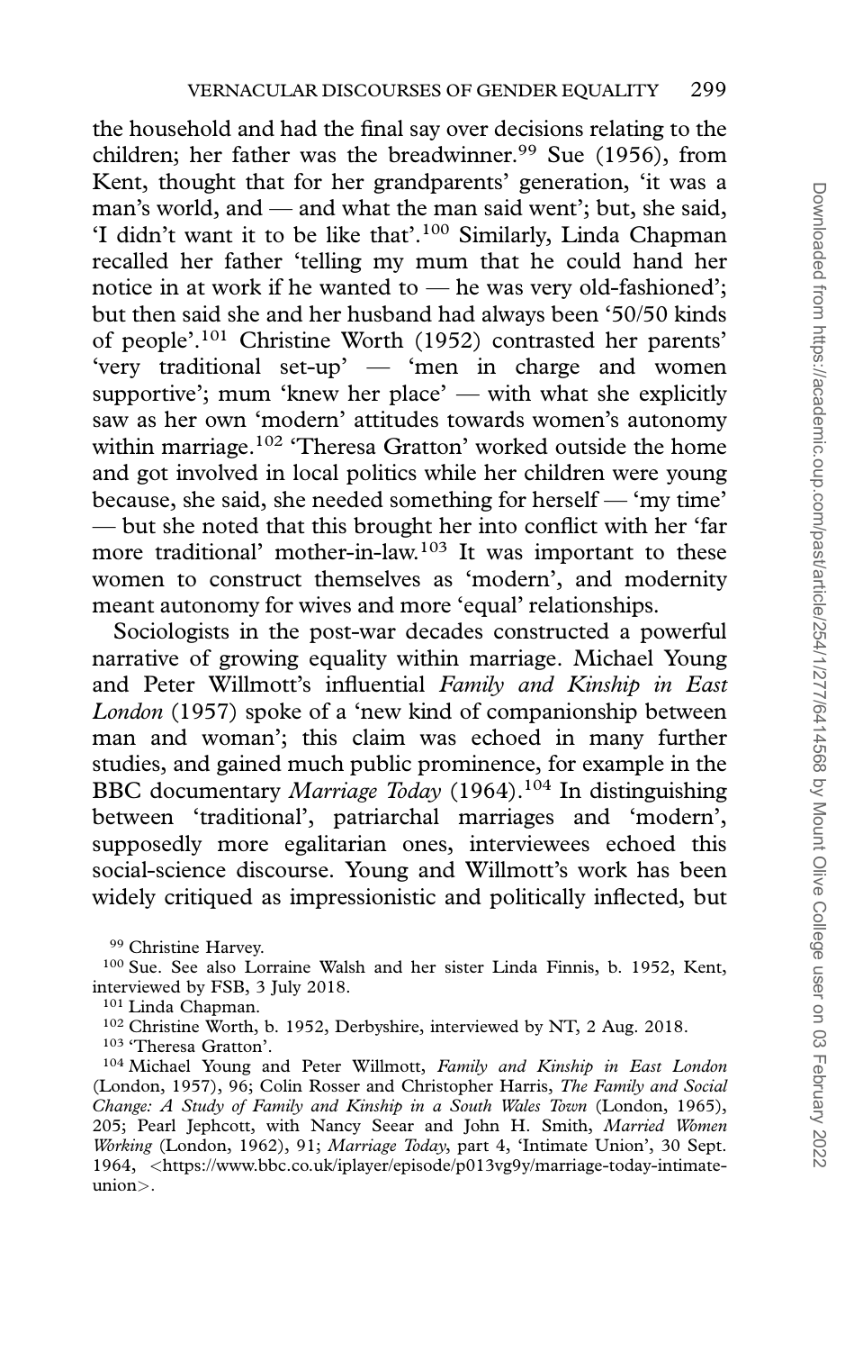the household and had the final say over decisions relating to the children; her father was the breadwinner.[99] Sue (1956), from Kent, thought that for her grandparents' generation, 'it was a man's world, and — and what the man said went'; but, she said, 'I didn't want it to be like that'.[100] Similarly, Linda Chapman recalled her father 'telling my mum that he could hand her notice in at work if he wanted to — he was very old-fashioned'; but then said she and her husband had always been '50/50 kinds of people'.[101] Christine Worth (1952) contrasted her parents' 'very traditional set-up' — 'men in charge and women supportive'; mum 'knew her place' — with what she explicitly saw as her own 'modern' attitudes towards women's autonomy within marriage.[102] 'Theresa Gratton' worked outside the home and got involved in local politics while her children were young because, she said, she needed something for herself — 'my time' — but she noted that this brought her into conflict with her 'far more traditional' mother-in-law.[103] It was important to these women to construct themselves as 'modern', and modernity meant autonomy for wives and more 'equal' relationships.

Sociologists in the post-war decades constructed a powerful narrative of growing equality within marriage. Michael Young and Peter Willmott's influential *Family and Kinship in East London* (1957) spoke of a 'new kind of companionship between man and woman'; this claim was echoed in many further studies, and gained much public prominence, for example in the BBC documentary *Marriage Today* (1964).[104] In distinguishing between 'traditional', patriarchal marriages and 'modern', supposedly more egalitarian ones, interviewees echoed this social-science discourse. Young and Willmott's work has been widely critiqued as impressionistic and politically inflected, but

---

[99] Christine Harvey.

[100] Sue. See also Lorraine Walsh and her sister Linda Finnis, b. 1952, Kent, interviewed by FSB, 3 July 2018.

[101] Linda Chapman.

[102] Christine Worth, b. 1952, Derbyshire, interviewed by NT, 2 Aug. 2018.

[103] 'Theresa Gratton'.

[104] Michael Young and Peter Willmott, *Family and Kinship in East London* (London, 1957), 96; Colin Rosser and Christopher Harris, *The Family and Social Change: A Study of Family and Kinship in a South Wales Town* (London, 1965), 205; Pearl Jephcott, with Nancy Seear and John H. Smith, *Married Women Working* (London, 1962), 91; *Marriage Today*, part 4, 'Intimate Union', 30 Sept. 1964, <https://www.bbc.co.uk/iplayer/episode/p013vg9y/marriage-today-intimate-union>.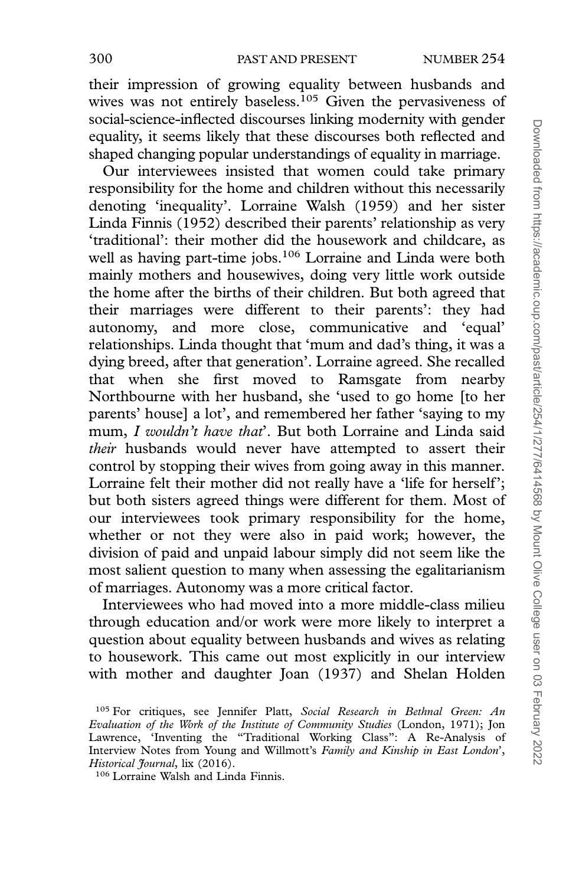their impression of growing equality between husbands and wives was not entirely baseless.[105] Given the pervasiveness of social-science-inflected discourses linking modernity with gender equality, it seems likely that these discourses both reflected and shaped changing popular understandings of equality in marriage.

Our interviewees insisted that women could take primary responsibility for the home and children without this necessarily denoting 'inequality'. Lorraine Walsh (1959) and her sister Linda Finnis (1952) described their parents' relationship as very 'traditional': their mother did the housework and childcare, as well as having part-time jobs.[106] Lorraine and Linda were both mainly mothers and housewives, doing very little work outside the home after the births of their children. But both agreed that their marriages were different to their parents': they had autonomy, and more close, communicative and 'equal' relationships. Linda thought that 'mum and dad's thing, it was a dying breed, after that generation'. Lorraine agreed. She recalled that when she first moved to Ramsgate from nearby Northbourne with her husband, she 'used to go home [to her parents' house] a lot', and remembered her father 'saying to my mum, *I wouldn't have that*'. But both Lorraine and Linda said *their* husbands would never have attempted to assert their control by stopping their wives from going away in this manner. Lorraine felt their mother did not really have a 'life for herself'; but both sisters agreed things were different for them. Most of our interviewees took primary responsibility for the home, whether or not they were also in paid work; however, the division of paid and unpaid labour simply did not seem like the most salient question to many when assessing the egalitarianism of marriages. Autonomy was a more critical factor.

Interviewees who had moved into a more middle-class milieu through education and/or work were more likely to interpret a question about equality between husbands and wives as relating to housework. This came out most explicitly in our interview with mother and daughter Joan (1937) and Shelan Holden

[105] For critiques, see Jennifer Platt, *Social Research in Bethnal Green: An Evaluation of the Work of the Institute of Community Studies* (London, 1971); Jon Lawrence, 'Inventing the "Traditional Working Class": A Re-Analysis of Interview Notes from Young and Willmott's *Family and Kinship in East London*', *Historical Journal*, lix (2016).

[106] Lorraine Walsh and Linda Finnis.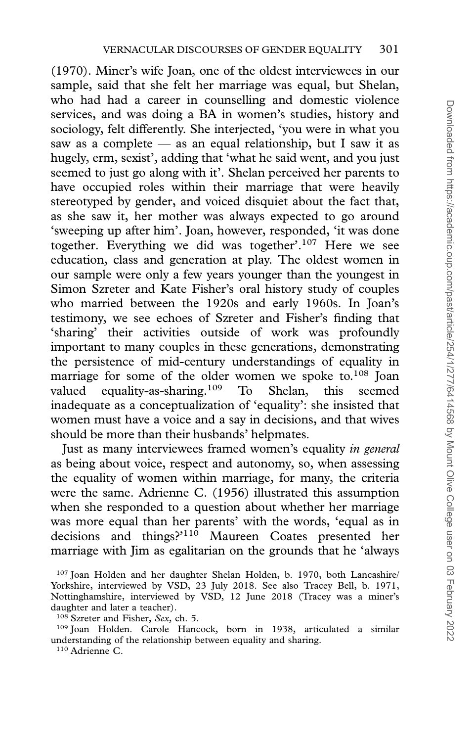(1970). Miner's wife Joan, one of the oldest interviewees in our sample, said that she felt her marriage was equal, but Shelan, who had had a career in counselling and domestic violence services, and was doing a BA in women's studies, history and sociology, felt differently. She interjected, 'you were in what you saw as a complete — as an equal relationship, but I saw it as hugely, erm, sexist', adding that 'what he said went, and you just seemed to just go along with it'. Shelan perceived her parents to have occupied roles within their marriage that were heavily stereotyped by gender, and voiced disquiet about the fact that, as she saw it, her mother was always expected to go around 'sweeping up after him'. Joan, however, responded, 'it was done together. Everything we did was together'.[107] Here we see education, class and generation at play. The oldest women in our sample were only a few years younger than the youngest in Simon Szreter and Kate Fisher's oral history study of couples who married between the 1920s and early 1960s. In Joan's testimony, we see echoes of Szreter and Fisher's finding that 'sharing' their activities outside of work was profoundly important to many couples in these generations, demonstrating the persistence of mid-century understandings of equality in marriage for some of the older women we spoke to.[108] Joan valued equality-as-sharing.[109] To Shelan, this seemed inadequate as a conceptualization of 'equality': she insisted that women must have a voice and a say in decisions, and that wives should be more than their husbands' helpmates.

Just as many interviewees framed women's equality *in general* as being about voice, respect and autonomy, so, when assessing the equality of women within marriage, for many, the criteria were the same. Adrienne C. (1956) illustrated this assumption when she responded to a question about whether her marriage was more equal than her parents' with the words, 'equal as in decisions and things?'[110] Maureen Coates presented her marriage with Jim as egalitarian on the grounds that he 'always

[107] Joan Holden and her daughter Shelan Holden, b. 1970, both Lancashire/Yorkshire, interviewed by VSD, 23 July 2018. See also Tracey Bell, b. 1971, Nottinghamshire, interviewed by VSD, 12 June 2018 (Tracey was a miner's daughter and later a teacher).

[108] Szreter and Fisher, *Sex*, ch. 5.

[109] Joan Holden. Carole Hancock, born in 1938, articulated a similar understanding of the relationship between equality and sharing.

[110] Adrienne C.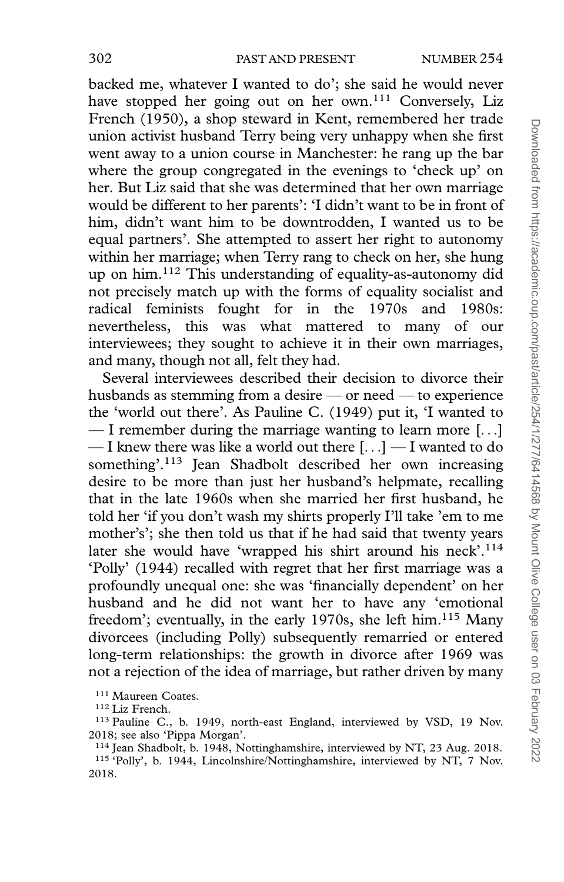backed me, whatever I wanted to do'; she said he would never have stopped her going out on her own.[111] Conversely, Liz French (1950), a shop steward in Kent, remembered her trade union activist husband Terry being very unhappy when she first went away to a union course in Manchester: he rang up the bar where the group congregated in the evenings to 'check up' on her. But Liz said that she was determined that her own marriage would be different to her parents': 'I didn't want to be in front of him, didn't want him to be downtrodden, I wanted us to be equal partners'. She attempted to assert her right to autonomy within her marriage; when Terry rang to check on her, she hung up on him.[112] This understanding of equality-as-autonomy did not precisely match up with the forms of equality socialist and radical feminists fought for in the 1970s and 1980s: nevertheless, this was what mattered to many of our interviewees; they sought to achieve it in their own marriages, and many, though not all, felt they had.

Several interviewees described their decision to divorce their husbands as stemming from a desire — or need — to experience the 'world out there'. As Pauline C. (1949) put it, 'I wanted to — I remember during the marriage wanting to learn more [. . .] — I knew there was like a world out there [. . .] — I wanted to do something'.[113] Jean Shadbolt described her own increasing desire to be more than just her husband's helpmate, recalling that in the late 1960s when she married her first husband, he told her 'if you don't wash my shirts properly I'll take 'em to me mother's'; she then told us that if he had said that twenty years later she would have 'wrapped his shirt around his neck'.[114] 'Polly' (1944) recalled with regret that her first marriage was a profoundly unequal one: she was 'financially dependent' on her husband and he did not want her to have any 'emotional freedom'; eventually, in the early 1970s, she left him.[115] Many divorcees (including Polly) subsequently remarried or entered long-term relationships: the growth in divorce after 1969 was not a rejection of the idea of marriage, but rather driven by many

[111] Maureen Coates.

[112] Liz French.

[113] Pauline C., b. 1949, north-east England, interviewed by VSD, 19 Nov. 2018; see also 'Pippa Morgan'.

[114] Jean Shadbolt, b. 1948, Nottinghamshire, interviewed by NT, 23 Aug. 2018.

[115] 'Polly', b. 1944, Lincolnshire/Nottinghamshire, interviewed by NT, 7 Nov. 2018.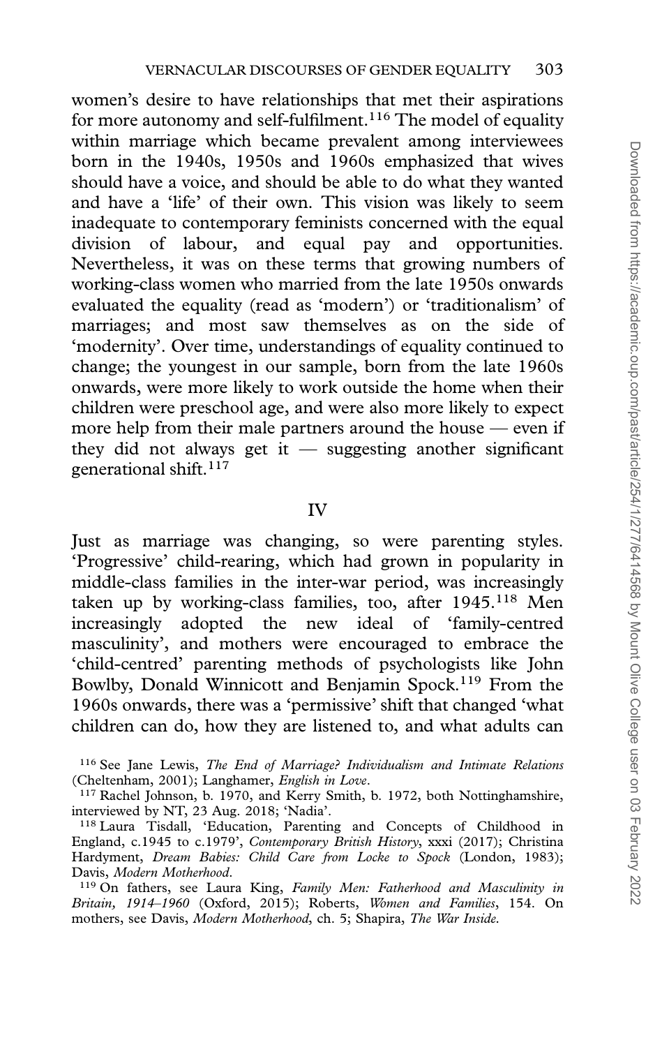women's desire to have relationships that met their aspirations for more autonomy and self-fulfilment.[116] The model of equality within marriage which became prevalent among interviewees born in the 1940s, 1950s and 1960s emphasized that wives should have a voice, and should be able to do what they wanted and have a 'life' of their own. This vision was likely to seem inadequate to contemporary feminists concerned with the equal division of labour, and equal pay and opportunities. Nevertheless, it was on these terms that growing numbers of working-class women who married from the late 1950s onwards evaluated the equality (read as 'modern') or 'traditionalism' of marriages; and most saw themselves as on the side of 'modernity'. Over time, understandings of equality continued to change; the youngest in our sample, born from the late 1960s onwards, were more likely to work outside the home when their children were preschool age, and were also more likely to expect more help from their male partners around the house — even if they did not always get it — suggesting another significant generational shift.[117]

## IV

Just as marriage was changing, so were parenting styles. 'Progressive' child-rearing, which had grown in popularity in middle-class families in the inter-war period, was increasingly taken up by working-class families, too, after 1945.[118] Men increasingly adopted the new ideal of 'family-centred masculinity', and mothers were encouraged to embrace the 'child-centred' parenting methods of psychologists like John Bowlby, Donald Winnicott and Benjamin Spock.[119] From the 1960s onwards, there was a 'permissive' shift that changed 'what children can do, how they are listened to, and what adults can

[116] See Jane Lewis, *The End of Marriage? Individualism and Intimate Relations* (Cheltenham, 2001); Langhamer, *English in Love*.

[117] Rachel Johnson, b. 1970, and Kerry Smith, b. 1972, both Nottinghamshire, interviewed by NT, 23 Aug. 2018; 'Nadia'.

[118] Laura Tisdall, 'Education, Parenting and Concepts of Childhood in England, c.1945 to c.1979', *Contemporary British History*, xxxi (2017); Christina Hardyment, *Dream Babies: Child Care from Locke to Spock* (London, 1983); Davis, *Modern Motherhood*.

[119] On fathers, see Laura King, *Family Men: Fatherhood and Masculinity in Britain, 1914–1960* (Oxford, 2015); Roberts, *Women and Families*, 154. On mothers, see Davis, *Modern Motherhood*, ch. 5; Shapira, *The War Inside*.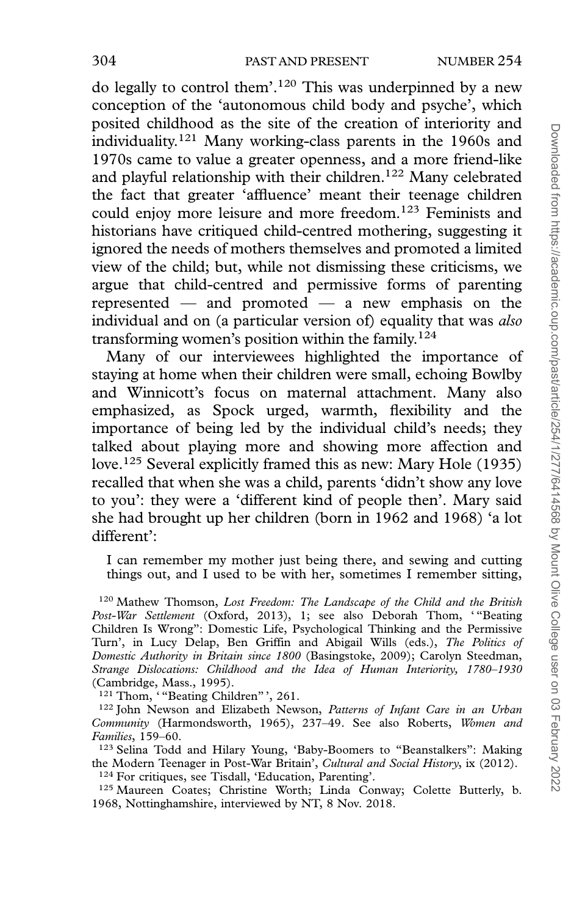do legally to control them'.[120] This was underpinned by a new conception of the 'autonomous child body and psyche', which posited childhood as the site of the creation of interiority and individuality.[121] Many working-class parents in the 1960s and 1970s came to value a greater openness, and a more friend-like and playful relationship with their children.[122] Many celebrated the fact that greater 'affluence' meant their teenage children could enjoy more leisure and more freedom.[123] Feminists and historians have critiqued child-centred mothering, suggesting it ignored the needs of mothers themselves and promoted a limited view of the child; but, while not dismissing these criticisms, we argue that child-centred and permissive forms of parenting represented — and promoted — a new emphasis on the individual and on (a particular version of) equality that was *also* transforming women's position within the family.[124]

Many of our interviewees highlighted the importance of staying at home when their children were small, echoing Bowlby and Winnicott's focus on maternal attachment. Many also emphasized, as Spock urged, warmth, flexibility and the importance of being led by the individual child's needs; they talked about playing more and showing more affection and love.[125] Several explicitly framed this as new: Mary Hole (1935) recalled that when she was a child, parents 'didn't show any love to you': they were a 'different kind of people then'. Mary said she had brought up her children (born in 1962 and 1968) 'a lot different':

> I can remember my mother just being there, and sewing and cutting things out, and I used to be with her, sometimes I remember sitting,

[120] Mathew Thomson, *Lost Freedom: The Landscape of the Child and the British Post-War Settlement* (Oxford, 2013), 1; see also Deborah Thom, '"Beating Children Is Wrong": Domestic Life, Psychological Thinking and the Permissive Turn', in Lucy Delap, Ben Griffin and Abigail Wills (eds.), *The Politics of Domestic Authority in Britain since 1800* (Basingstoke, 2009); Carolyn Steedman, *Strange Dislocations: Childhood and the Idea of Human Interiority, 1780–1930* (Cambridge, Mass., 1995).

[121] Thom, '"Beating Children"', 261.

[122] John Newson and Elizabeth Newson, *Patterns of Infant Care in an Urban Community* (Harmondsworth, 1965), 237–49. See also Roberts, *Women and Families*, 159–60.

[123] Selina Todd and Hilary Young, 'Baby-Boomers to "Beanstalkers": Making the Modern Teenager in Post-War Britain', *Cultural and Social History*, ix (2012).

[124] For critiques, see Tisdall, 'Education, Parenting'.

[125] Maureen Coates; Christine Worth; Linda Conway; Colette Butterly, b. 1968, Nottinghamshire, interviewed by NT, 8 Nov. 2018.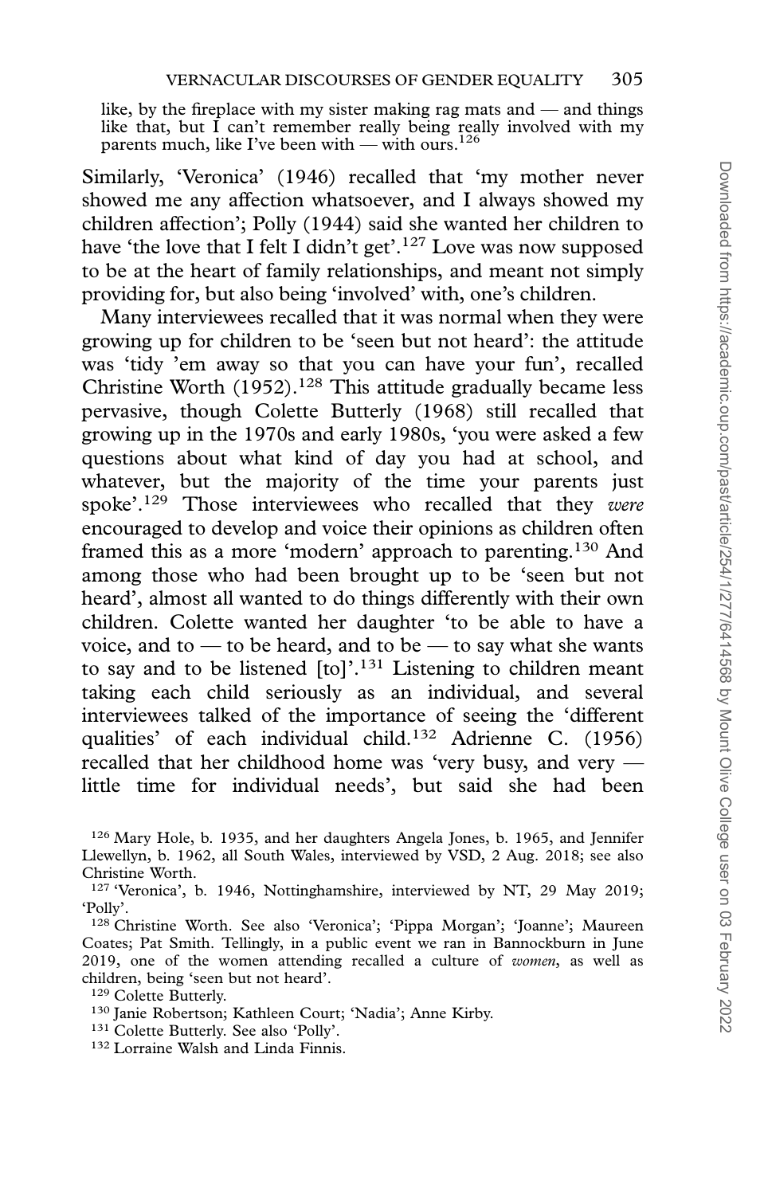like, by the fireplace with my sister making rag mats and — and things like that, but I can't remember really being really involved with my parents much, like I've been with — with ours.[126]

Similarly, 'Veronica' (1946) recalled that 'my mother never showed me any affection whatsoever, and I always showed my children affection'; Polly (1944) said she wanted her children to have 'the love that I felt I didn't get'.[127] Love was now supposed to be at the heart of family relationships, and meant not simply providing for, but also being 'involved' with, one's children.

Many interviewees recalled that it was normal when they were growing up for children to be 'seen but not heard': the attitude was 'tidy 'em away so that you can have your fun', recalled Christine Worth (1952).[128] This attitude gradually became less pervasive, though Colette Butterly (1968) still recalled that growing up in the 1970s and early 1980s, 'you were asked a few questions about what kind of day you had at school, and whatever, but the majority of the time your parents just spoke'.[129] Those interviewees who recalled that they *were* encouraged to develop and voice their opinions as children often framed this as a more 'modern' approach to parenting.[130] And among those who had been brought up to be 'seen but not heard', almost all wanted to do things differently with their own children. Colette wanted her daughter 'to be able to have a voice, and to — to be heard, and to be — to say what she wants to say and to be listened [to]'.[131] Listening to children meant taking each child seriously as an individual, and several interviewees talked of the importance of seeing the 'different qualities' of each individual child.[132] Adrienne C. (1956) recalled that her childhood home was 'very busy, and very — little time for individual needs', but said she had been

---

[126] Mary Hole, b. 1935, and her daughters Angela Jones, b. 1965, and Jennifer Llewellyn, b. 1962, all South Wales, interviewed by VSD, 2 Aug. 2018; see also Christine Worth.

[127] 'Veronica', b. 1946, Nottinghamshire, interviewed by NT, 29 May 2019; 'Polly'.

[128] Christine Worth. See also 'Veronica'; 'Pippa Morgan'; 'Joanne'; Maureen Coates; Pat Smith. Tellingly, in a public event we ran in Bannockburn in June 2019, one of the women attending recalled a culture of *women*, as well as children, being 'seen but not heard'.

[129] Colette Butterly.

[130] Janie Robertson; Kathleen Court; 'Nadia'; Anne Kirby.

[131] Colette Butterly. See also 'Polly'.

[132] Lorraine Walsh and Linda Finnis.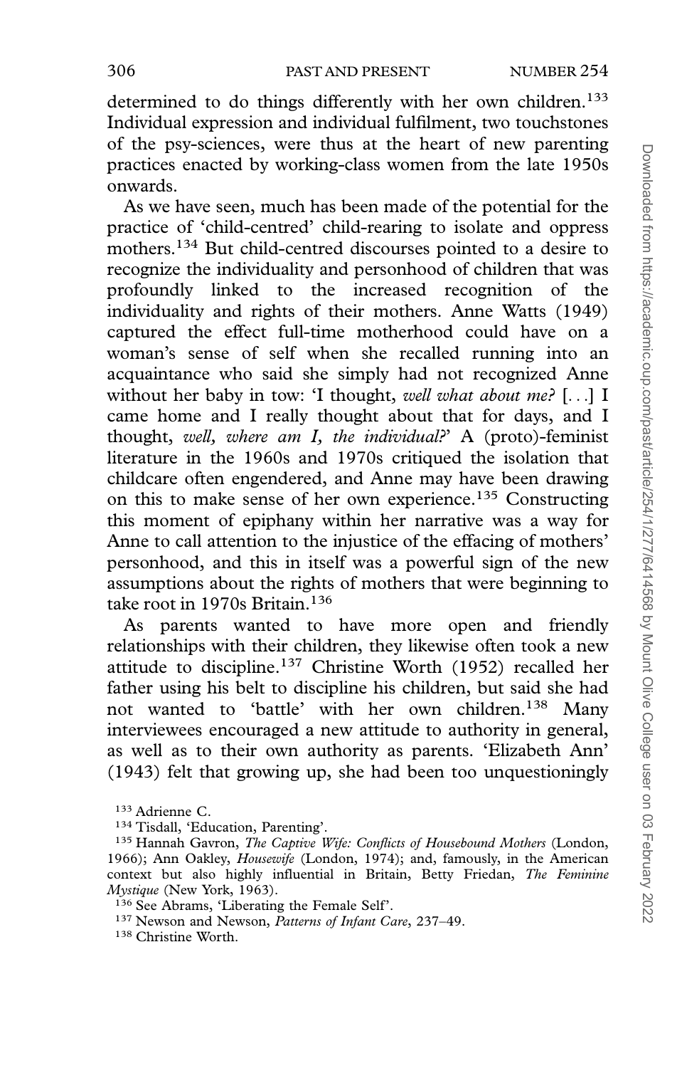determined to do things differently with her own children.[133] Individual expression and individual fulfilment, two touchstones of the psy-sciences, were thus at the heart of new parenting practices enacted by working-class women from the late 1950s onwards.

As we have seen, much has been made of the potential for the practice of 'child-centred' child-rearing to isolate and oppress mothers.[134] But child-centred discourses pointed to a desire to recognize the individuality and personhood of children that was profoundly linked to the increased recognition of the individuality and rights of their mothers. Anne Watts (1949) captured the effect full-time motherhood could have on a woman's sense of self when she recalled running into an acquaintance who said she simply had not recognized Anne without her baby in tow: 'I thought, *well what about me?* [. . .] I came home and I really thought about that for days, and I thought, *well, where am I, the individual?*' A (proto)-feminist literature in the 1960s and 1970s critiqued the isolation that childcare often engendered, and Anne may have been drawing on this to make sense of her own experience.[135] Constructing this moment of epiphany within her narrative was a way for Anne to call attention to the injustice of the effacing of mothers' personhood, and this in itself was a powerful sign of the new assumptions about the rights of mothers that were beginning to take root in 1970s Britain.[136]

As parents wanted to have more open and friendly relationships with their children, they likewise often took a new attitude to discipline.[137] Christine Worth (1952) recalled her father using his belt to discipline his children, but said she had not wanted to 'battle' with her own children.[138] Many interviewees encouraged a new attitude to authority in general, as well as to their own authority as parents. 'Elizabeth Ann' (1943) felt that growing up, she had been too unquestioningly

[133] Adrienne C.

[134] Tisdall, 'Education, Parenting'.

[135] Hannah Gavron, *The Captive Wife: Conflicts of Housebound Mothers* (London, 1966); Ann Oakley, *Housewife* (London, 1974); and, famously, in the American context but also highly influential in Britain, Betty Friedan, *The Feminine Mystique* (New York, 1963).

[136] See Abrams, 'Liberating the Female Self'.

[137] Newson and Newson, *Patterns of Infant Care*, 237–49.

[138] Christine Worth.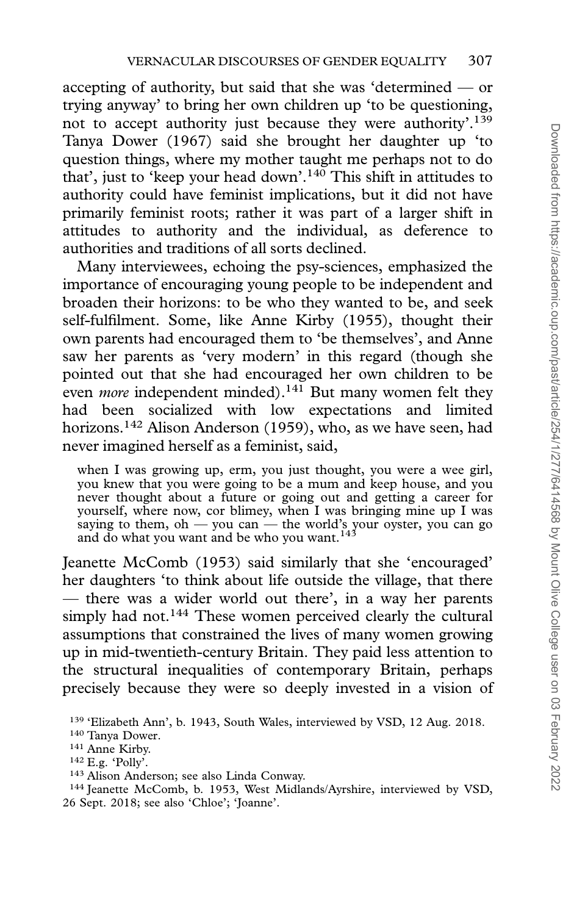accepting of authority, but said that she was 'determined — or trying anyway' to bring her own children up 'to be questioning, not to accept authority just because they were authority'.[139] Tanya Dower (1967) said she brought her daughter up 'to question things, where my mother taught me perhaps not to do that', just to 'keep your head down'.[140] This shift in attitudes to authority could have feminist implications, but it did not have primarily feminist roots; rather it was part of a larger shift in attitudes to authority and the individual, as deference to authorities and traditions of all sorts declined.

Many interviewees, echoing the psy-sciences, emphasized the importance of encouraging young people to be independent and broaden their horizons: to be who they wanted to be, and seek self-fulfilment. Some, like Anne Kirby (1955), thought their own parents had encouraged them to 'be themselves', and Anne saw her parents as 'very modern' in this regard (though she pointed out that she had encouraged her own children to be even *more* independent minded).[141] But many women felt they had been socialized with low expectations and limited horizons.[142] Alison Anderson (1959), who, as we have seen, had never imagined herself as a feminist, said,

> when I was growing up, erm, you just thought, you were a wee girl, you knew that you were going to be a mum and keep house, and you never thought about a future or going out and getting a career for yourself, where now, cor blimey, when I was bringing mine up I was saying to them, oh — you can — the world's your oyster, you can go and do what you want and be who you want.[143]

Jeanette McComb (1953) said similarly that she 'encouraged' her daughters 'to think about life outside the village, that there — there was a wider world out there', in a way her parents simply had not.[144] These women perceived clearly the cultural assumptions that constrained the lives of many women growing up in mid-twentieth-century Britain. They paid less attention to the structural inequalities of contemporary Britain, perhaps precisely because they were so deeply invested in a vision of

[139] 'Elizabeth Ann', b. 1943, South Wales, interviewed by VSD, 12 Aug. 2018.

[140] Tanya Dower.

[141] Anne Kirby.

[142] E.g. 'Polly'.

[143] Alison Anderson; see also Linda Conway.

[144] Jeanette McComb, b. 1953, West Midlands/Ayrshire, interviewed by VSD, 26 Sept. 2018; see also 'Chloe'; 'Joanne'.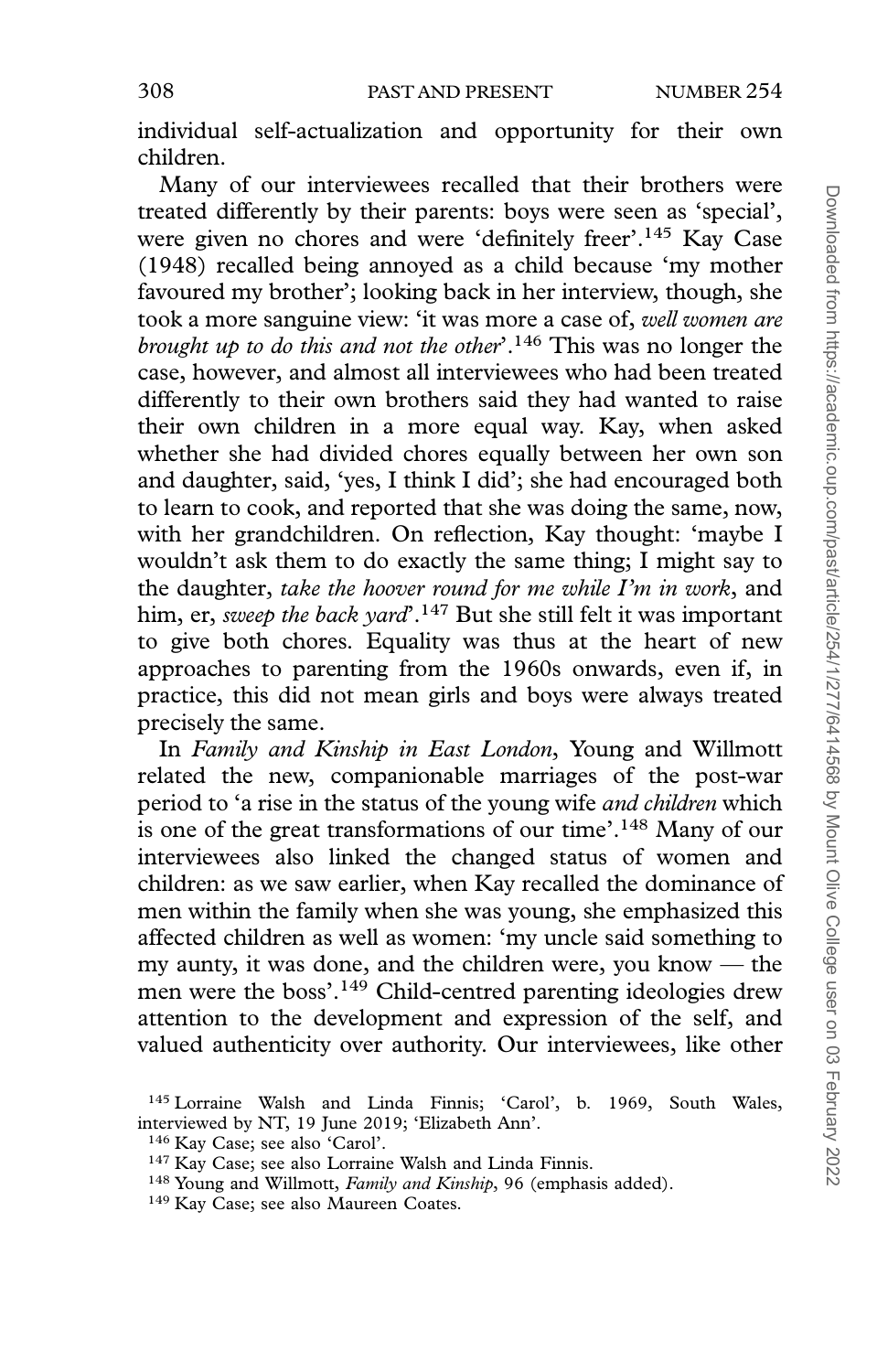individual self-actualization and opportunity for their own children.

Many of our interviewees recalled that their brothers were treated differently by their parents: boys were seen as 'special', were given no chores and were 'definitely freer'.[145] Kay Case (1948) recalled being annoyed as a child because 'my mother favoured my brother'; looking back in her interview, though, she took a more sanguine view: 'it was more a case of, *well women are brought up to do this and not the other*'.[146] This was no longer the case, however, and almost all interviewees who had been treated differently to their own brothers said they had wanted to raise their own children in a more equal way. Kay, when asked whether she had divided chores equally between her own son and daughter, said, 'yes, I think I did'; she had encouraged both to learn to cook, and reported that she was doing the same, now, with her grandchildren. On reflection, Kay thought: 'maybe I wouldn't ask them to do exactly the same thing; I might say to the daughter, *take the hoover round for me while I'm in work*, and him, er, *sweep the back yard*'.[147] But she still felt it was important to give both chores. Equality was thus at the heart of new approaches to parenting from the 1960s onwards, even if, in practice, this did not mean girls and boys were always treated precisely the same.

In *Family and Kinship in East London*, Young and Willmott related the new, companionable marriages of the post-war period to 'a rise in the status of the young wife *and children* which is one of the great transformations of our time'.[148] Many of our interviewees also linked the changed status of women and children: as we saw earlier, when Kay recalled the dominance of men within the family when she was young, she emphasized this affected children as well as women: 'my uncle said something to my aunty, it was done, and the children were, you know — the men were the boss'.[149] Child-centred parenting ideologies drew attention to the development and expression of the self, and valued authenticity over authority. Our interviewees, like other

[145] Lorraine Walsh and Linda Finnis; 'Carol', b. 1969, South Wales, interviewed by NT, 19 June 2019; 'Elizabeth Ann'.

[146] Kay Case; see also 'Carol'.

[147] Kay Case; see also Lorraine Walsh and Linda Finnis.

[148] Young and Willmott, *Family and Kinship*, 96 (emphasis added).

[149] Kay Case; see also Maureen Coates.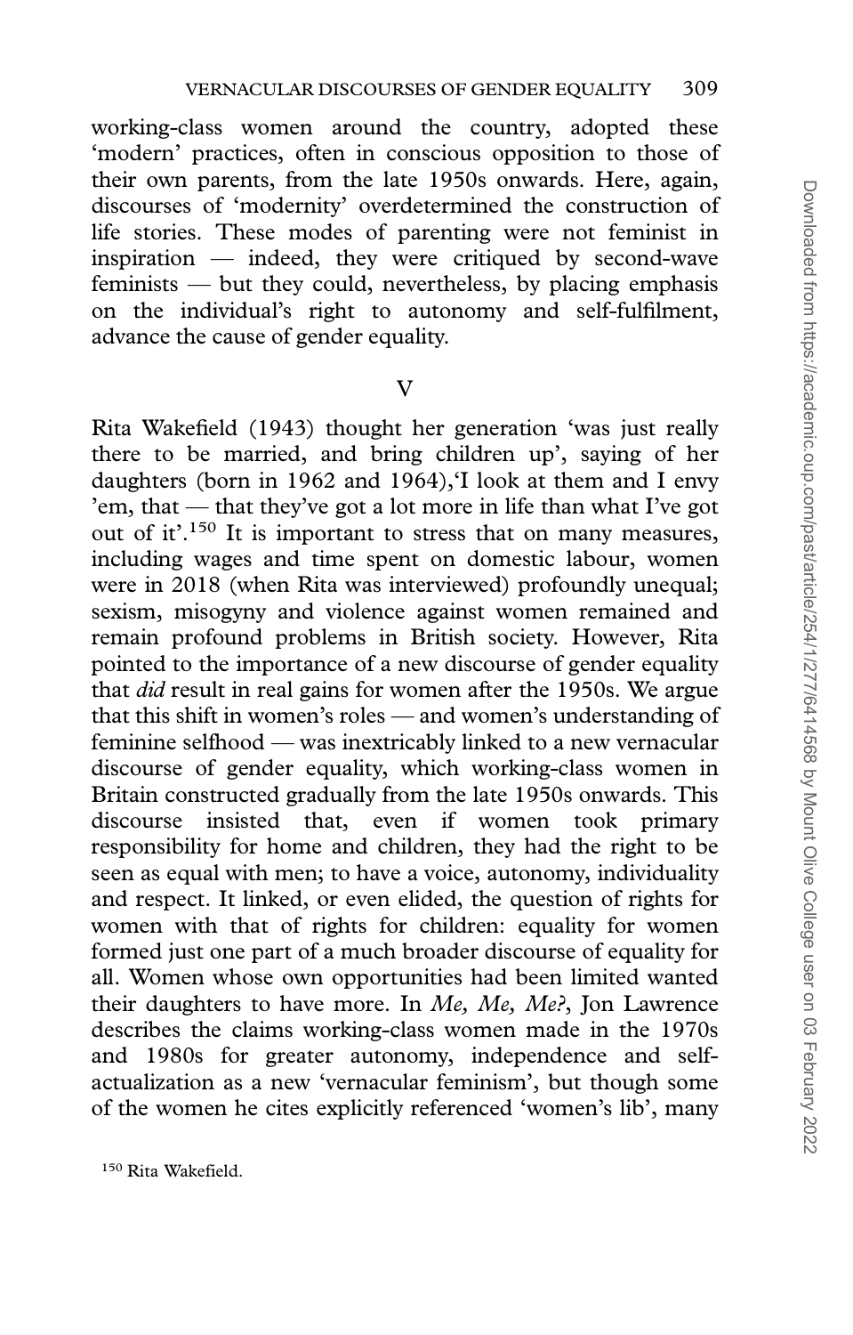working-class women around the country, adopted these 'modern' practices, often in conscious opposition to those of their own parents, from the late 1950s onwards. Here, again, discourses of 'modernity' overdetermined the construction of life stories. These modes of parenting were not feminist in inspiration — indeed, they were critiqued by second-wave feminists — but they could, nevertheless, by placing emphasis on the individual's right to autonomy and self-fulfilment, advance the cause of gender equality.

## V

Rita Wakefield (1943) thought her generation 'was just really there to be married, and bring children up', saying of her daughters (born in 1962 and 1964),'I look at them and I envy 'em, that — that they've got a lot more in life than what I've got out of it'.[150] It is important to stress that on many measures, including wages and time spent on domestic labour, women were in 2018 (when Rita was interviewed) profoundly unequal; sexism, misogyny and violence against women remained and remain profound problems in British society. However, Rita pointed to the importance of a new discourse of gender equality that *did* result in real gains for women after the 1950s. We argue that this shift in women's roles — and women's understanding of feminine selfhood — was inextricably linked to a new vernacular discourse of gender equality, which working-class women in Britain constructed gradually from the late 1950s onwards. This discourse insisted that, even if women took primary responsibility for home and children, they had the right to be seen as equal with men; to have a voice, autonomy, individuality and respect. It linked, or even elided, the question of rights for women with that of rights for children: equality for women formed just one part of a much broader discourse of equality for all. Women whose own opportunities had been limited wanted their daughters to have more. In *Me, Me, Me?*, Jon Lawrence describes the claims working-class women made in the 1970s and 1980s for greater autonomy, independence and self-actualization as a new 'vernacular feminism', but though some of the women he cites explicitly referenced 'women's lib', many

[150] Rita Wakefield.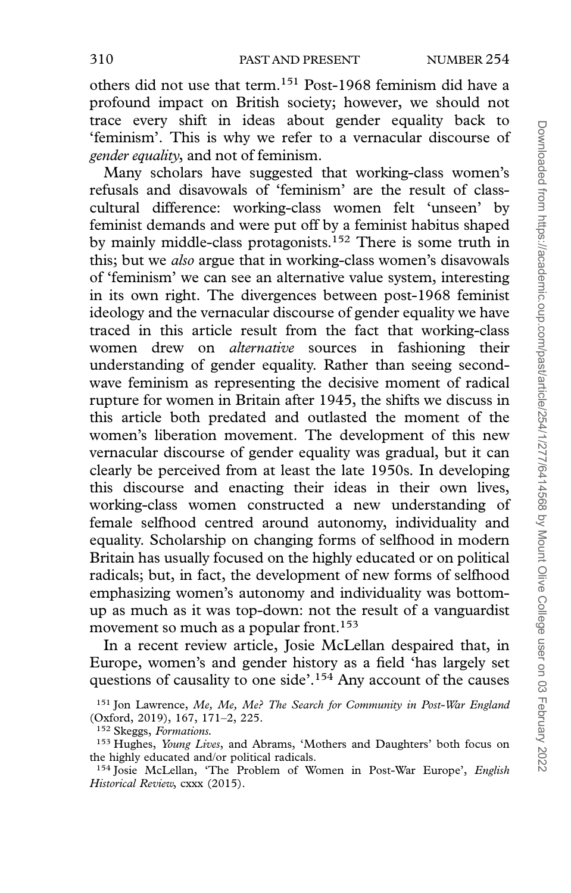others did not use that term.[151] Post-1968 feminism did have a profound impact on British society; however, we should not trace every shift in ideas about gender equality back to 'feminism'. This is why we refer to a vernacular discourse of *gender equality*, and not of feminism.

Many scholars have suggested that working-class women's refusals and disavowals of 'feminism' are the result of class-cultural difference: working-class women felt 'unseen' by feminist demands and were put off by a feminist habitus shaped by mainly middle-class protagonists.[152] There is some truth in this; but we *also* argue that in working-class women's disavowals of 'feminism' we can see an alternative value system, interesting in its own right. The divergences between post-1968 feminist ideology and the vernacular discourse of gender equality we have traced in this article result from the fact that working-class women drew on *alternative* sources in fashioning their understanding of gender equality. Rather than seeing second-wave feminism as representing the decisive moment of radical rupture for women in Britain after 1945, the shifts we discuss in this article both predated and outlasted the moment of the women's liberation movement. The development of this new vernacular discourse of gender equality was gradual, but it can clearly be perceived from at least the late 1950s. In developing this discourse and enacting their ideas in their own lives, working-class women constructed a new understanding of female selfhood centred around autonomy, individuality and equality. Scholarship on changing forms of selfhood in modern Britain has usually focused on the highly educated or on political radicals; but, in fact, the development of new forms of selfhood emphasizing women's autonomy and individuality was bottom-up as much as it was top-down: not the result of a vanguardist movement so much as a popular front.[153]

In a recent review article, Josie McLellan despaired that, in Europe, women's and gender history as a field 'has largely set questions of causality to one side'.[154] Any account of the causes

[151] Jon Lawrence, *Me, Me, Me? The Search for Community in Post-War England* (Oxford, 2019), 167, 171–2, 225.

[152] Skeggs, *Formations.*

[153] Hughes, *Young Lives*, and Abrams, 'Mothers and Daughters' both focus on the highly educated and/or political radicals.

[154] Josie McLellan, 'The Problem of Women in Post-War Europe', *English Historical Review*, cxxx (2015).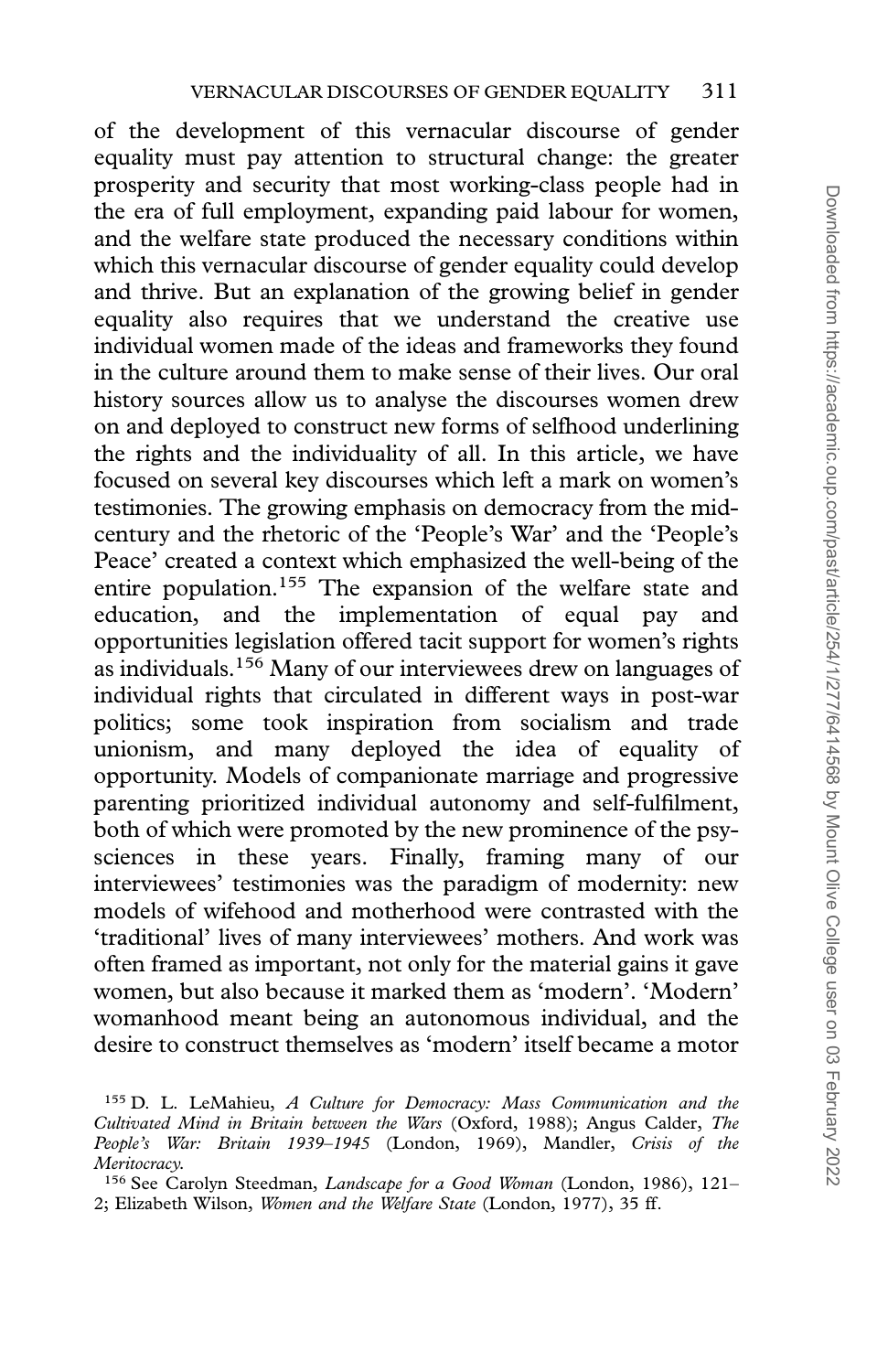of the development of this vernacular discourse of gender equality must pay attention to structural change: the greater prosperity and security that most working-class people had in the era of full employment, expanding paid labour for women, and the welfare state produced the necessary conditions within which this vernacular discourse of gender equality could develop and thrive. But an explanation of the growing belief in gender equality also requires that we understand the creative use individual women made of the ideas and frameworks they found in the culture around them to make sense of their lives. Our oral history sources allow us to analyse the discourses women drew on and deployed to construct new forms of selfhood underlining the rights and the individuality of all. In this article, we have focused on several key discourses which left a mark on women's testimonies. The growing emphasis on democracy from the mid-century and the rhetoric of the 'People's War' and the 'People's Peace' created a context which emphasized the well-being of the entire population.[155] The expansion of the welfare state and education, and the implementation of equal pay and opportunities legislation offered tacit support for women's rights as individuals.[156] Many of our interviewees drew on languages of individual rights that circulated in different ways in post-war politics; some took inspiration from socialism and trade unionism, and many deployed the idea of equality of opportunity. Models of companionate marriage and progressive parenting prioritized individual autonomy and self-fulfilment, both of which were promoted by the new prominence of the psy-sciences in these years. Finally, framing many of our interviewees' testimonies was the paradigm of modernity: new models of wifehood and motherhood were contrasted with the 'traditional' lives of many interviewees' mothers. And work was often framed as important, not only for the material gains it gave women, but also because it marked them as 'modern'. 'Modern' womanhood meant being an autonomous individual, and the desire to construct themselves as 'modern' itself became a motor

[155] D. L. LeMahieu, *A Culture for Democracy: Mass Communication and the Cultivated Mind in Britain between the Wars* (Oxford, 1988); Angus Calder, *The People's War: Britain 1939–1945* (London, 1969), Mandler, *Crisis of the Meritocracy*.

[156] See Carolyn Steedman, *Landscape for a Good Woman* (London, 1986), 121–2; Elizabeth Wilson, *Women and the Welfare State* (London, 1977), 35 ff.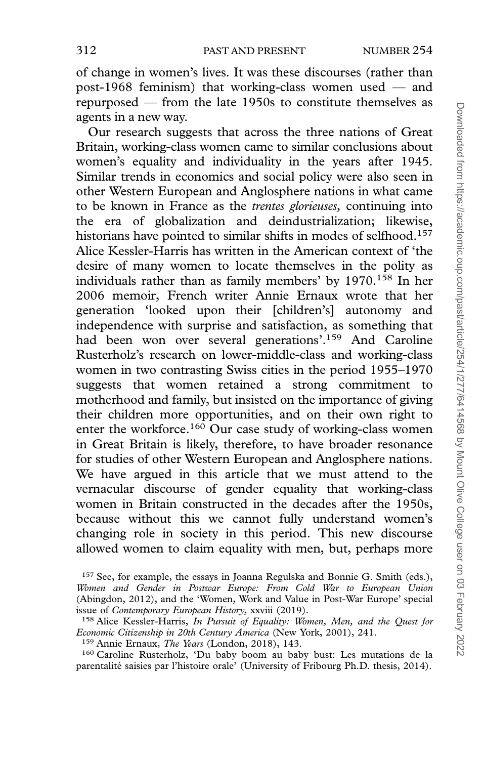of change in women's lives. It was these discourses (rather than post-1968 feminism) that working-class women used — and repurposed — from the late 1950s to constitute themselves as agents in a new way.

Our research suggests that across the three nations of Great Britain, working-class women came to similar conclusions about women's equality and individuality in the years after 1945. Similar trends in economics and social policy were also seen in other Western European and Anglosphere nations in what came to be known in France as the *trentes glorieuses,* continuing into the era of globalization and deindustrialization; likewise, historians have pointed to similar shifts in modes of selfhood.[157] Alice Kessler-Harris has written in the American context of 'the desire of many women to locate themselves in the polity as individuals rather than as family members' by 1970.[158] In her 2006 memoir, French writer Annie Ernaux wrote that her generation 'looked upon their [children's] autonomy and independence with surprise and satisfaction, as something that had been won over several generations'.[159] And Caroline Rusterholz's research on lower-middle-class and working-class women in two contrasting Swiss cities in the period 1955–1970 suggests that women retained a strong commitment to motherhood and family, but insisted on the importance of giving their children more opportunities, and on their own right to enter the workforce.[160] Our case study of working-class women in Great Britain is likely, therefore, to have broader resonance for studies of other Western European and Anglosphere nations. We have argued in this article that we must attend to the vernacular discourse of gender equality that working-class women in Britain constructed in the decades after the 1950s, because without this we cannot fully understand women's changing role in society in this period. This new discourse allowed women to claim equality with men, but, perhaps more

[157] See, for example, the essays in Joanna Regulska and Bonnie G. Smith (eds.), *Women and Gender in Postwar Europe: From Cold War to European Union* (Abingdon, 2012), and the 'Women, Work and Value in Post-War Europe' special issue of *Contemporary European History*, xxviii (2019).

[158] Alice Kessler-Harris, *In Pursuit of Equality: Women, Men, and the Quest for Economic Citizenship in 20th Century America* (New York, 2001), 241.

[159] Annie Ernaux, *The Years* (London, 2018), 143.

[160] Caroline Rusterholz, 'Du baby boom au baby bust: Les mutations de la parentalité saisies par l'histoire orale' (University of Fribourg Ph.D. thesis, 2014).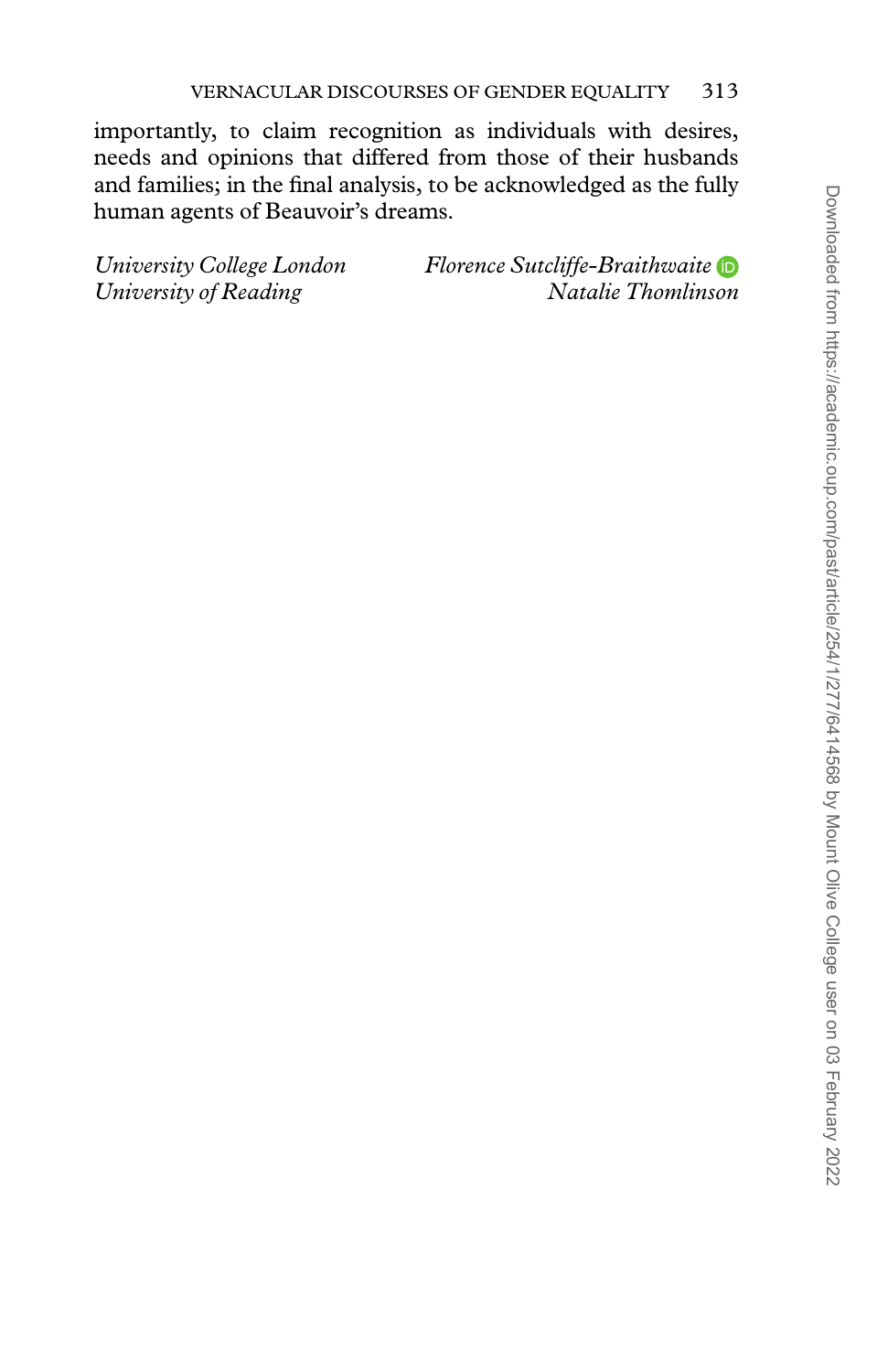importantly, to claim recognition as individuals with desires, needs and opinions that differed from those of their husbands and families; in the final analysis, to be acknowledged as the fully human agents of Beauvoir's dreams.

*University College London* — *Florence Sutcliffe-Braithwaite*
*University of Reading* — *Natalie Thomlinson*